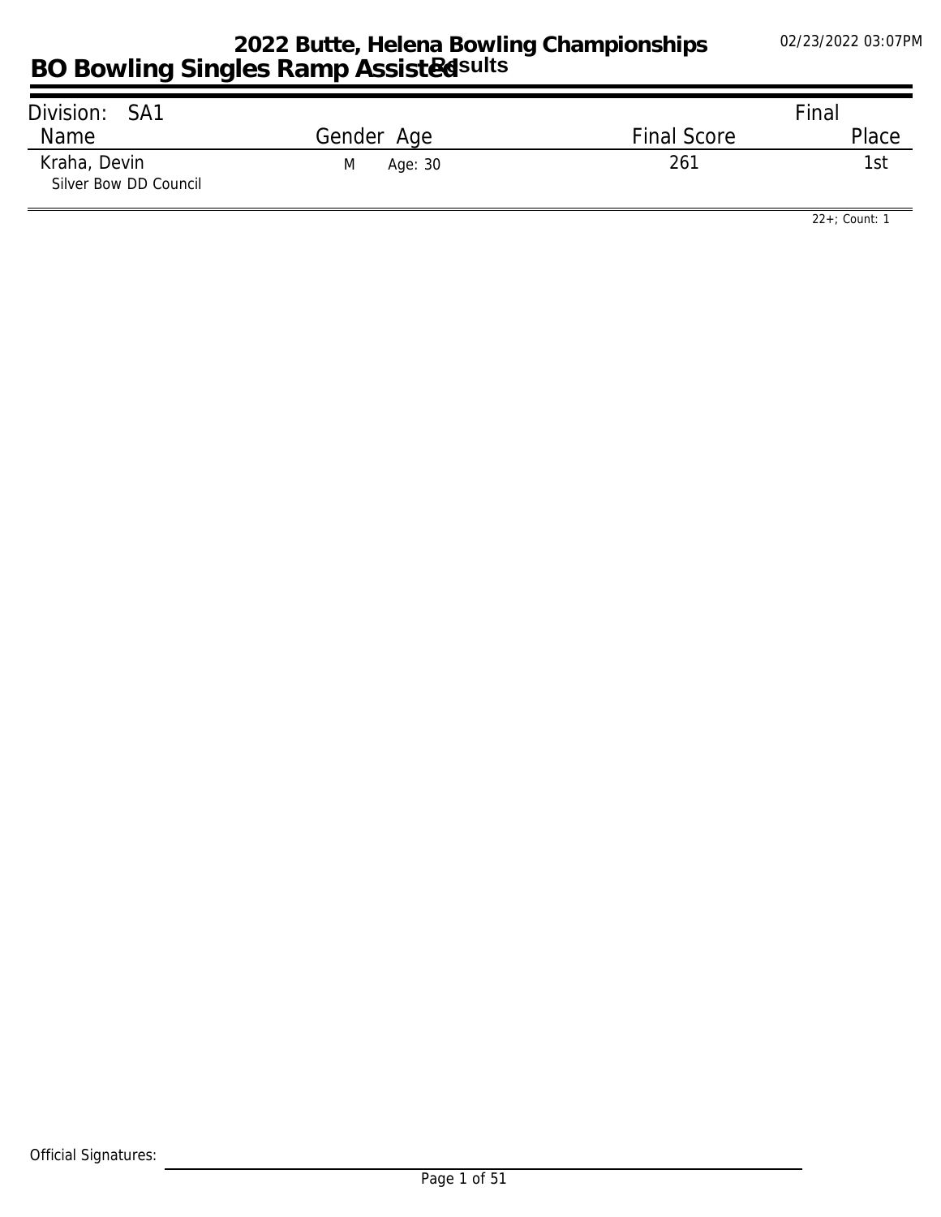# 2022 Butte, Helena Bowling Championships

## BO Bowling Singles Ramp Assisted Results

02/23/2022 03:07PM

Division: SA1

| Name | Gender | Age | Final Score | Final Place |
|---|---|---|---|---|
| Kraha, Devin<br>Silver Bow DD Council | M | Age: 30 | 261 | 1st |

22+; Count: 1

Official Signatures: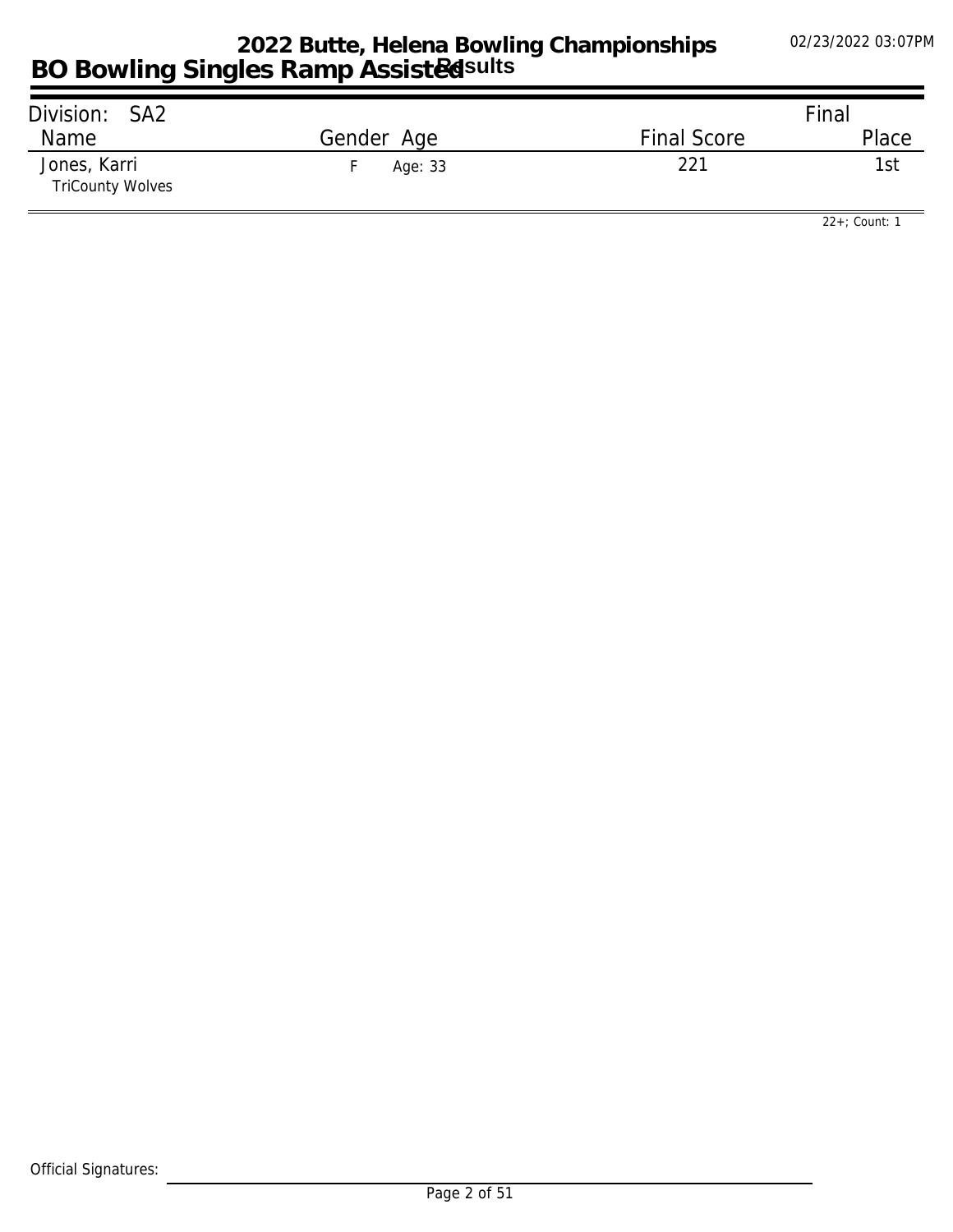# 2022 Butte, Helena Bowling Championships

## BO Bowling Singles Ramp Assisted Results

02/23/2022 03:07PM

**Division: SA2**

| Name | Gender | Age | Final Score | Final Place |
|---|---|---|---|---|
| Jones, Karri<br>TriCounty Wolves | F | Age: 33 | 221 | 1st |

22+; Count: 1

Official Signatures: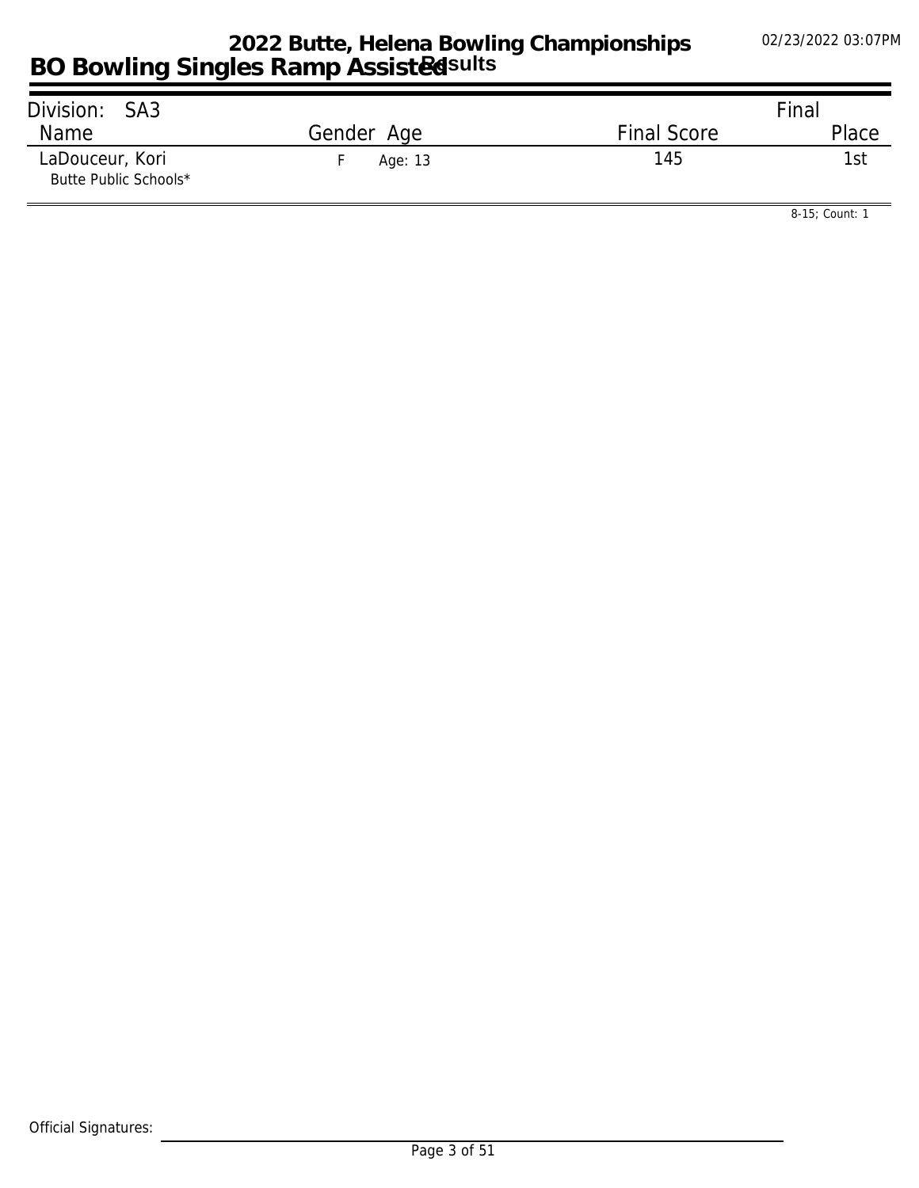# 2022 Butte, Helena Bowling Championships

## BO Bowling Singles Ramp Assisted Results

02/23/2022 03:07PM

| Division: SA3 | | | Final |
|---|---|---|---|
| Name | Gender Age | Final Score | Place |
| LaDouceur, Kori<br>Butte Public Schools* | F Age: 13 | 145 | 1st |

8-15; Count: 1

Official Signatures: ______________________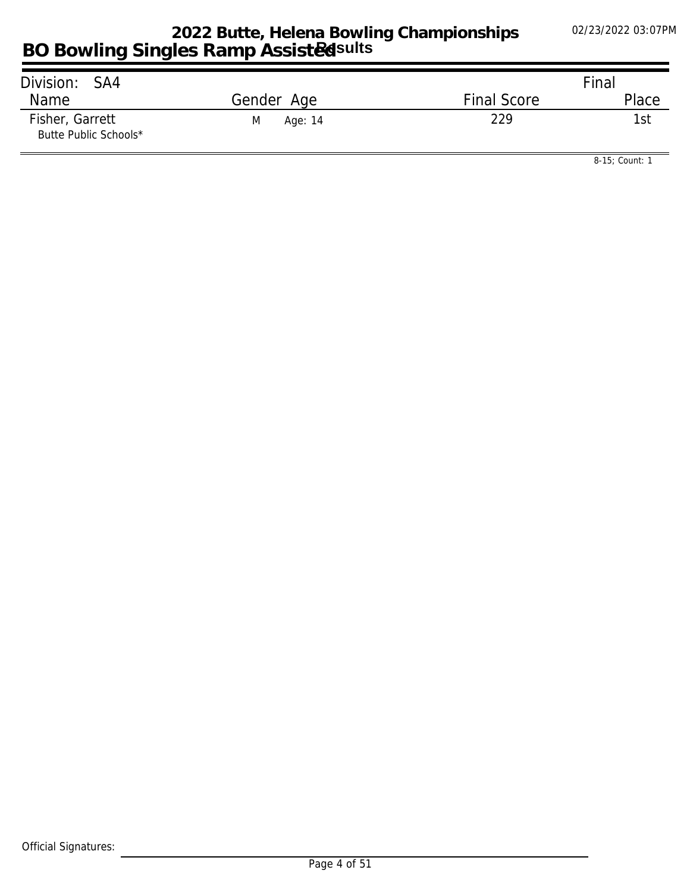# 2022 Butte, Helena Bowling Championships

## BO Bowling Singles Ramp Assisted Results

02/23/2022 03:07PM

| Division: SA4 | | | Final |
|---|---|---|---|
| Name | Gender Age | Final Score | Place |
| Fisher, Garrett<br>Butte Public Schools* | M Age: 14 | 229 | 1st |

8-15; Count: 1

Official Signatures: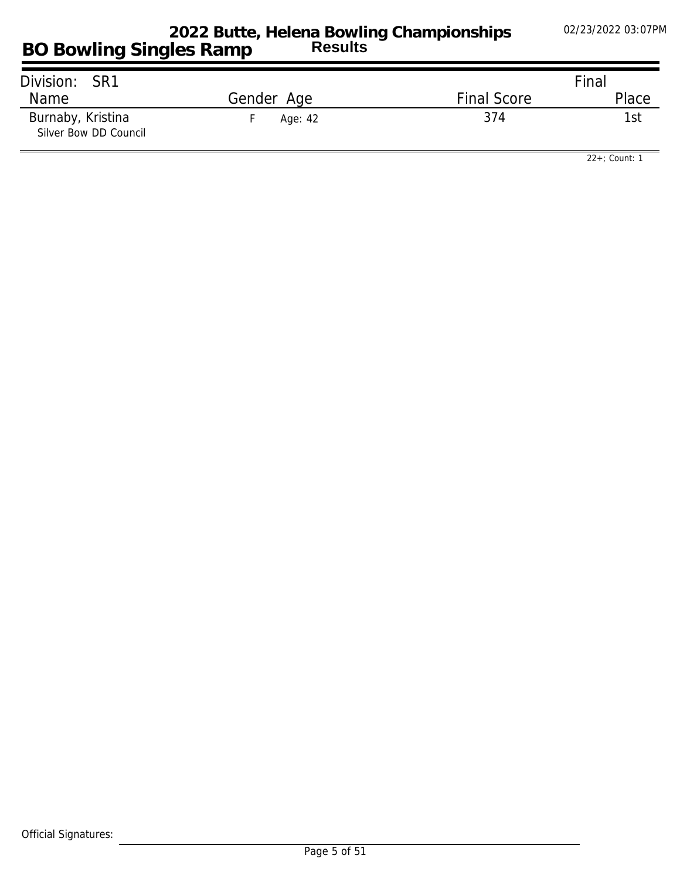# 2022 Butte, Helena Bowling Championships

## BO Bowling Singles Ramp

### Results

02/23/2022 03:07PM

| Division: SR1 | | | | Final |
|---|---|---|---|---|
| Name | Gender | Age | Final Score | Place |
| Burnaby, Kristina<br>Silver Bow DD Council | F | Age: 42 | 374 | 1st |

22+; Count: 1

Official Signatures: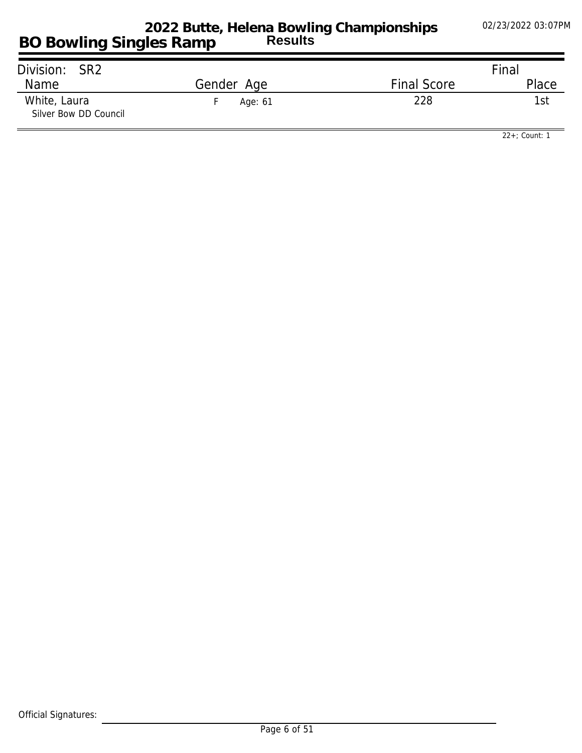# 2022 Butte, Helena Bowling Championships

## BO Bowling Singles Ramp

**Results**

02/23/2022 03:07PM

| Division: SR2 | | | Final |
|---|---|---|---|
| Name | Gender Age | Final Score | Place |
| White, Laura<br>Silver Bow DD Council | F Age: 61 | 228 | 1st |

22+; Count: 1

Official Signatures: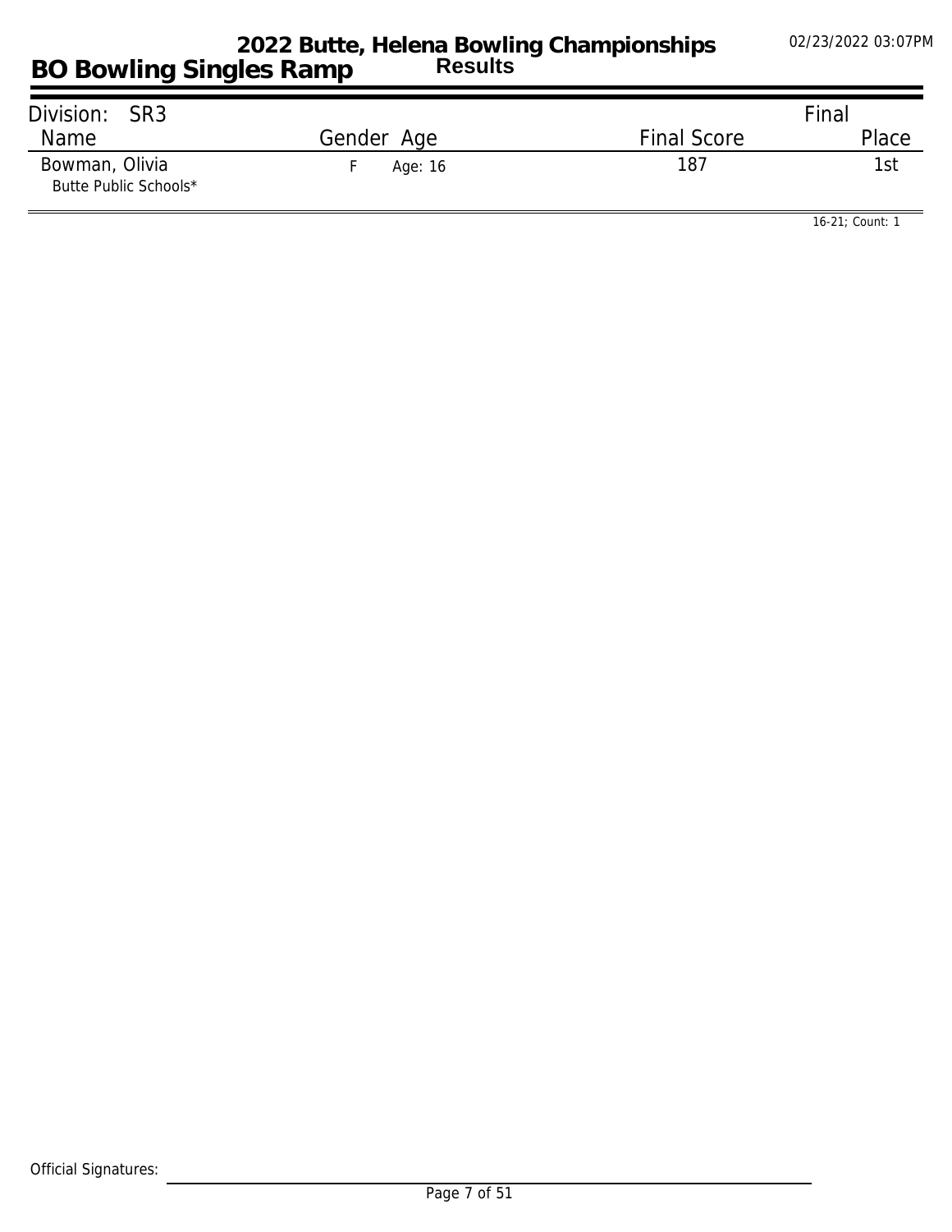# 2022 Butte, Helena Bowling Championships

## BO Bowling Singles Ramp

**Results**

02/23/2022 03:07PM

| Division: SR3 | | | Final |
|---|---|---|---|
| Name | Gender Age | Final Score | Place |
| Bowman, Olivia<br>Butte Public Schools* | F Age: 16 | 187 | 1st |

16-21; Count: 1

Official Signatures: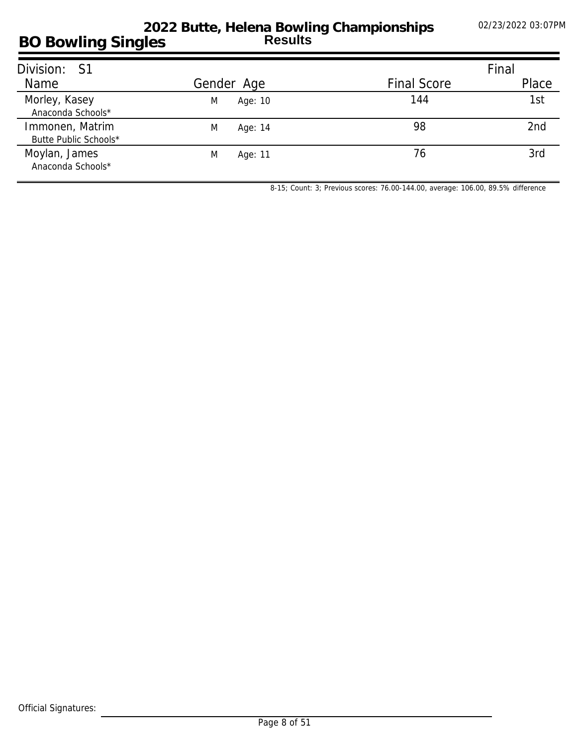# 2022 Butte, Helena Bowling Championships

## BO Bowling Singles

**Results**

02/23/2022 03:07PM

Division: S1

| Name | Gender | Age | Final Score | Final Place |
|---|---|---|---|---|
| Morley, Kasey<br>Anaconda Schools* | M | Age: 10 | 144 | 1st |
| Immonen, Matrim<br>Butte Public Schools* | M | Age: 14 | 98 | 2nd |
| Moylan, James<br>Anaconda Schools* | M | Age: 11 | 76 | 3rd |

8-15; Count: 3; Previous scores: 76.00-144.00, average: 106.00, 89.5% difference

Official Signatures: ______________________________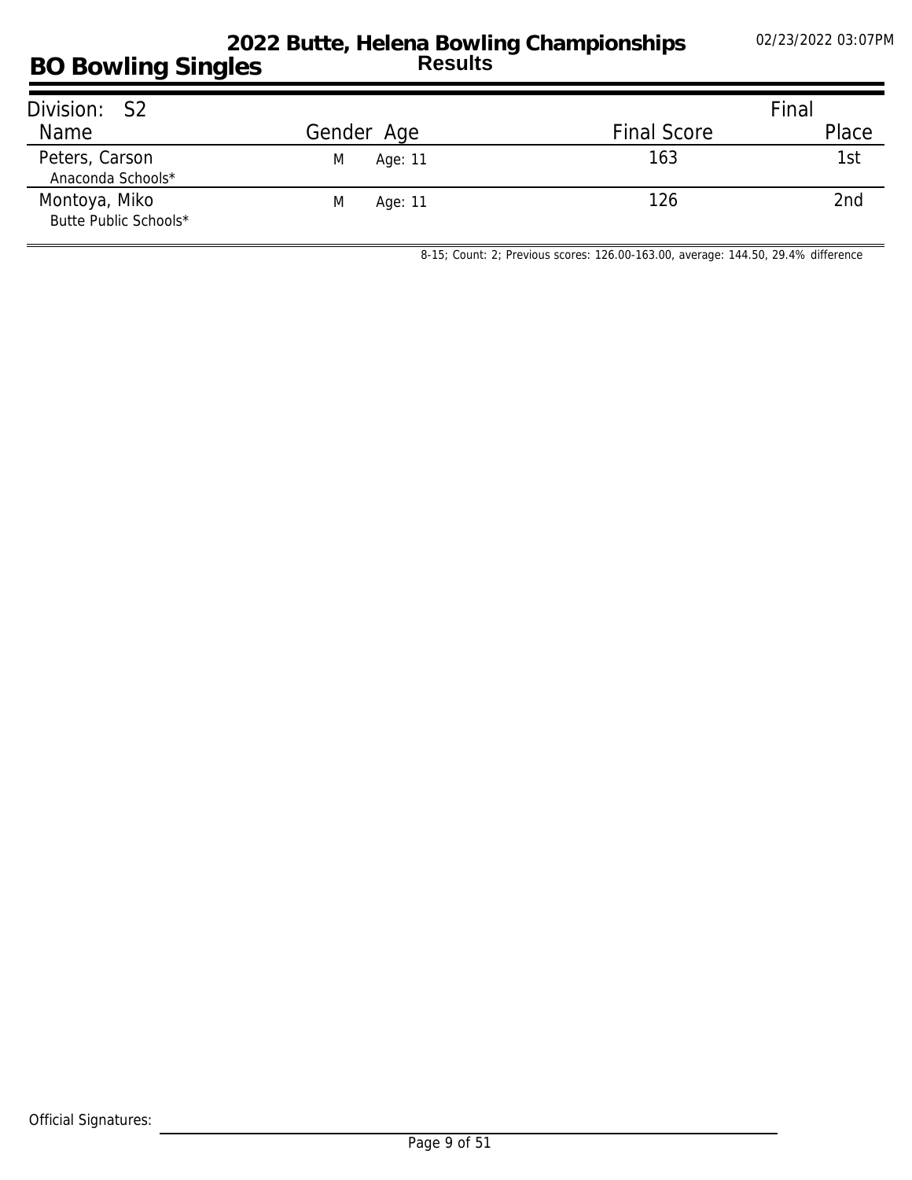# 2022 Butte, Helena Bowling Championships

## Results

# BO Bowling Singles

02/23/2022 03:07PM

| Division: S2 Name | Gender | Age | Final Score | Final Place |
|---|---|---|---|---|
| Peters, Carson<br>Anaconda Schools* | M | Age: 11 | 163 | 1st |
| Montoya, Miko<br>Butte Public Schools* | M | Age: 11 | 126 | 2nd |

8-15; Count: 2; Previous scores: 126.00-163.00, average: 144.50, 29.4% difference

Official Signatures: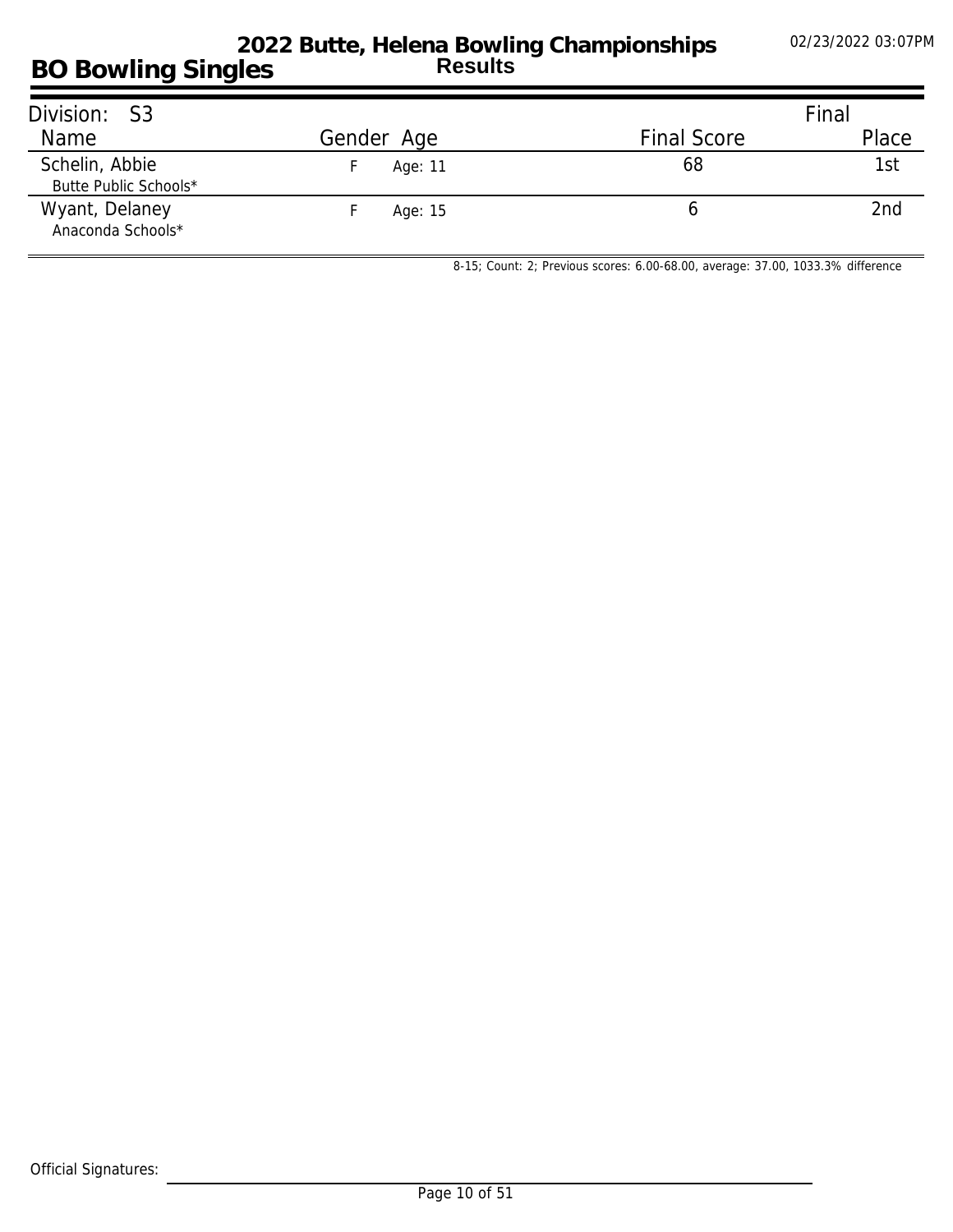# 2022 Butte, Helena Bowling Championships

## BO Bowling Singles

**Results**

02/23/2022 03:07PM

Division: S3

| Name | Gender | Age | Final Score | Final Place |
|---|---|---|---|---|
| Schelin, Abbie<br>Butte Public Schools* | F | Age: 11 | 68 | 1st |
| Wyant, Delaney<br>Anaconda Schools* | F | Age: 15 | 6 | 2nd |

8-15; Count: 2; Previous scores: 6.00-68.00, average: 37.00, 1033.3% difference

Official Signatures: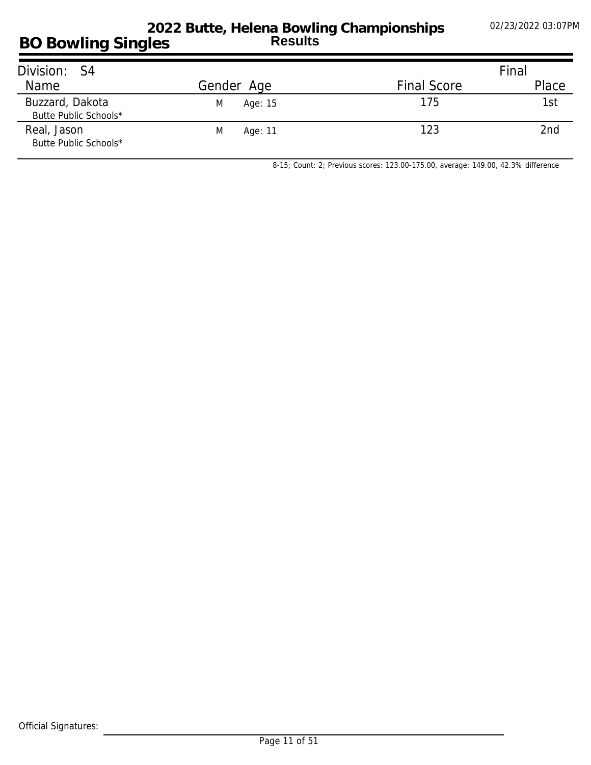# 2022 Butte, Helena Bowling Championships

## BO Bowling Singles

**Results**

02/23/2022 03:07PM

| Division: S4 | | | | Final |
|---|---|---|---|---|
| Name | Gender | Age | Final Score | Place |
| Buzzard, Dakota<br>Butte Public Schools* | M | Age: 15 | 175 | 1st |
| Real, Jason<br>Butte Public Schools* | M | Age: 11 | 123 | 2nd |

8-15; Count: 2; Previous scores: 123.00-175.00, average: 149.00, 42.3% difference

Official Signatures: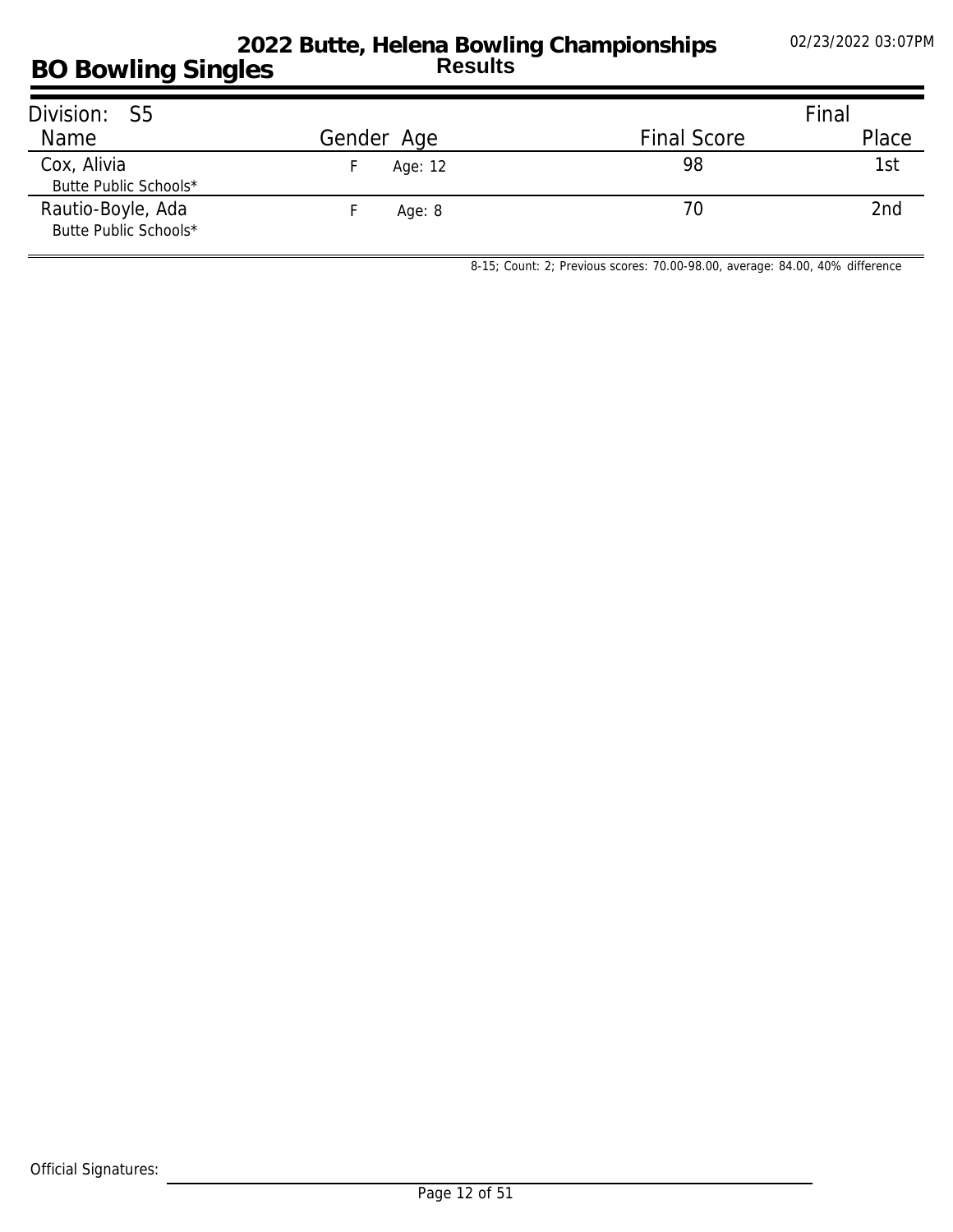# 2022 Butte, Helena Bowling Championships

## BO Bowling Singles

**Results**

| Division: S5 | | | | Final |
|---|---|---|---|---|
| Name | Gender | Age | Final Score | Place |
| Cox, Alivia<br>Butte Public Schools* | F | Age: 12 | 98 | 1st |
| Rautio-Boyle, Ada<br>Butte Public Schools* | F | Age: 8 | 70 | 2nd |

8-15; Count: 2; Previous scores: 70.00-98.00, average: 84.00, 40% difference

Official Signatures: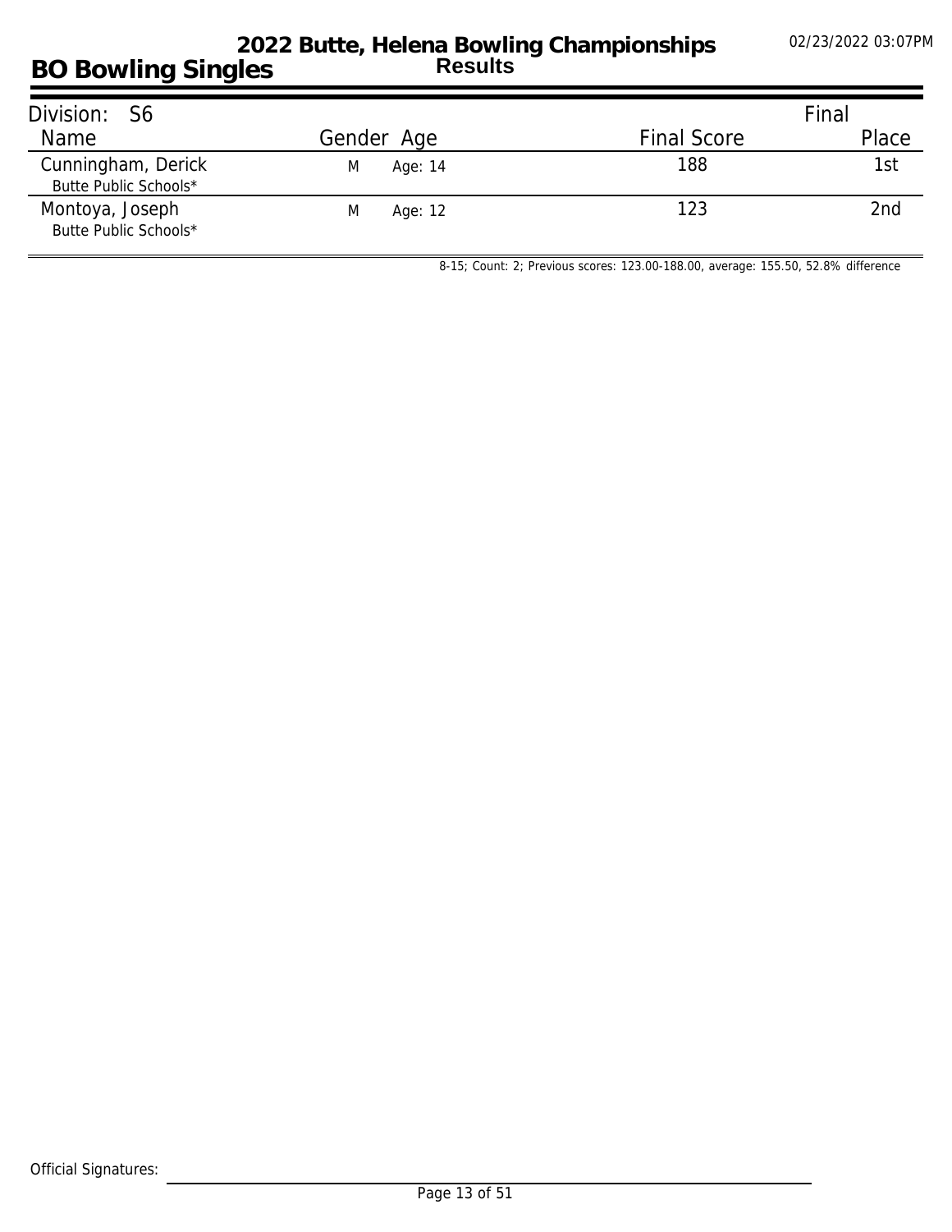# 2022 Butte, Helena Bowling Championships
## Results
## BO Bowling Singles

02/23/2022 03:07PM

| Division: S6 | | | | Final |
|---|---|---|---|---|
| Name | Gender | Age | Final Score | Place |
| Cunningham, Derick<br>Butte Public Schools* | M | Age: 14 | 188 | 1st |
| Montoya, Joseph<br>Butte Public Schools* | M | Age: 12 | 123 | 2nd |

8-15; Count: 2; Previous scores: 123.00-188.00, average: 155.50, 52.8% difference

Official Signatures: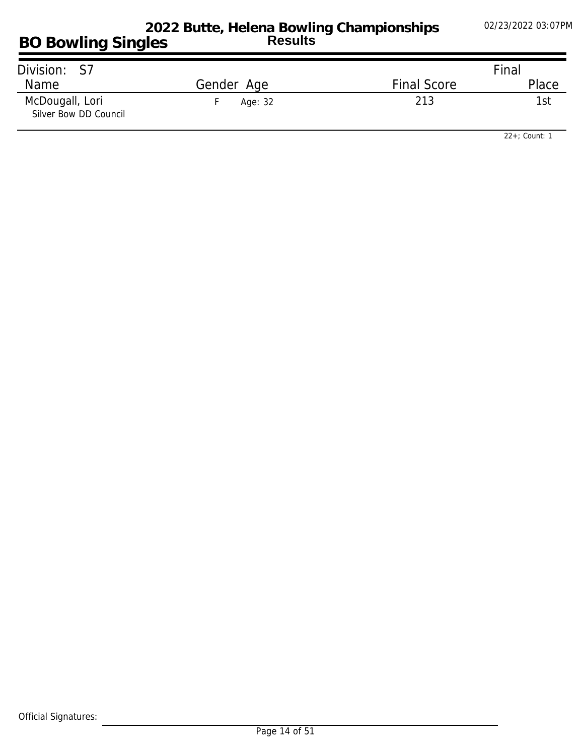# 2022 Butte, Helena Bowling Championships

## BO Bowling Singles

**Results**

02/23/2022 03:07PM

| Division: S7 | | | | Final |
|---|---|---|---|---|
| Name | Gender | Age | Final Score | Place |
| McDougall, Lori<br>Silver Bow DD Council | F | Age: 32 | 213 | 1st |

22+; Count: 1

Official Signatures: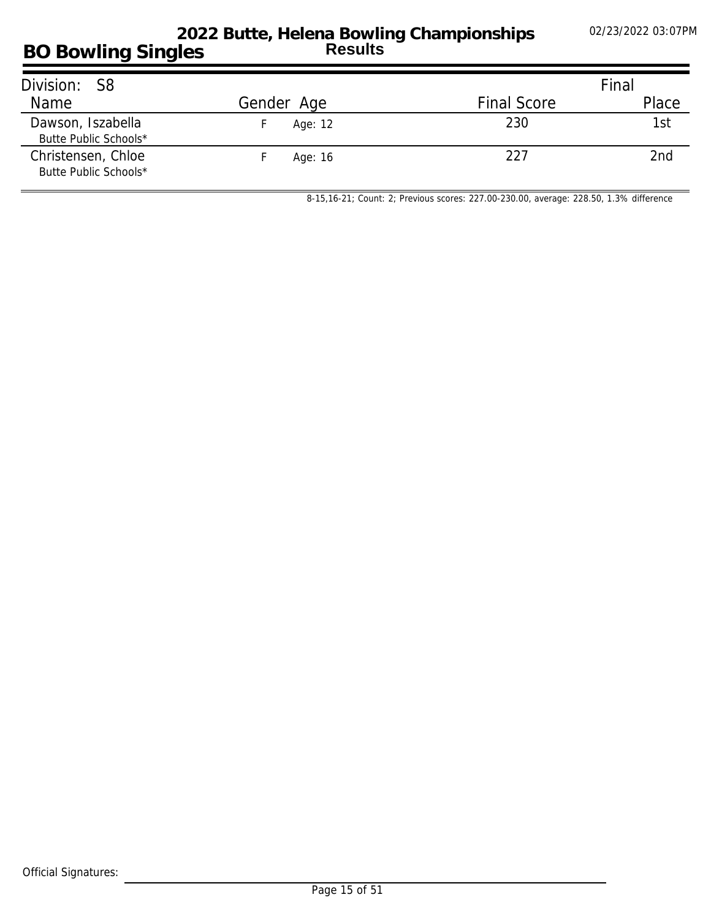# 2022 Butte, Helena Bowling Championships

## BO Bowling Singles

**Results**

02/23/2022 03:07PM

Division: S8

| Name | Gender | Age | Final Score | Final Place |
|---|---|---|---|---|
| Dawson, Iszabella<br>Butte Public Schools* | F | Age: 12 | 230 | 1st |
| Christensen, Chloe<br>Butte Public Schools* | F | Age: 16 | 227 | 2nd |

8-15,16-21; Count: 2; Previous scores: 227.00-230.00, average: 228.50, 1.3% difference

Official Signatures: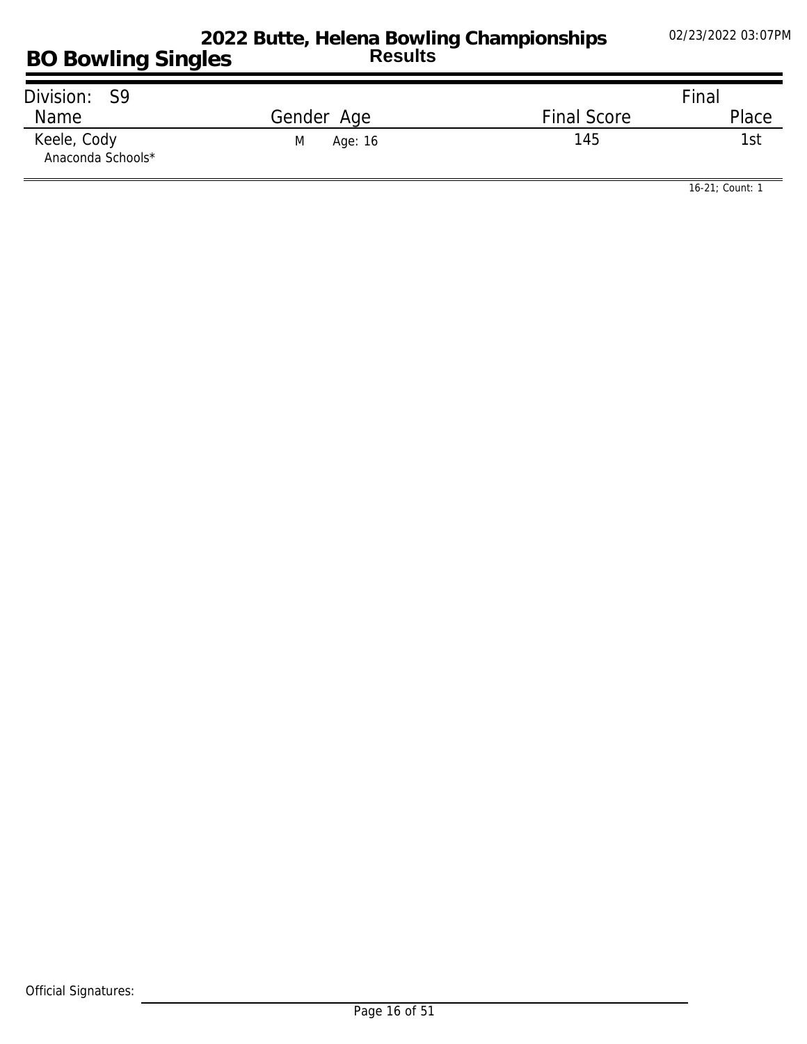# 2022 Butte, Helena Bowling Championships

## Results

## BO Bowling Singles

02/23/2022 03:07PM

| Division: S9 | | | Final |
|---|---|---|---|
| Name | Gender Age | Final Score | Place |
| Keele, Cody<br>Anaconda Schools* | M Age: 16 | 145 | 1st |

16-21; Count: 1

Official Signatures: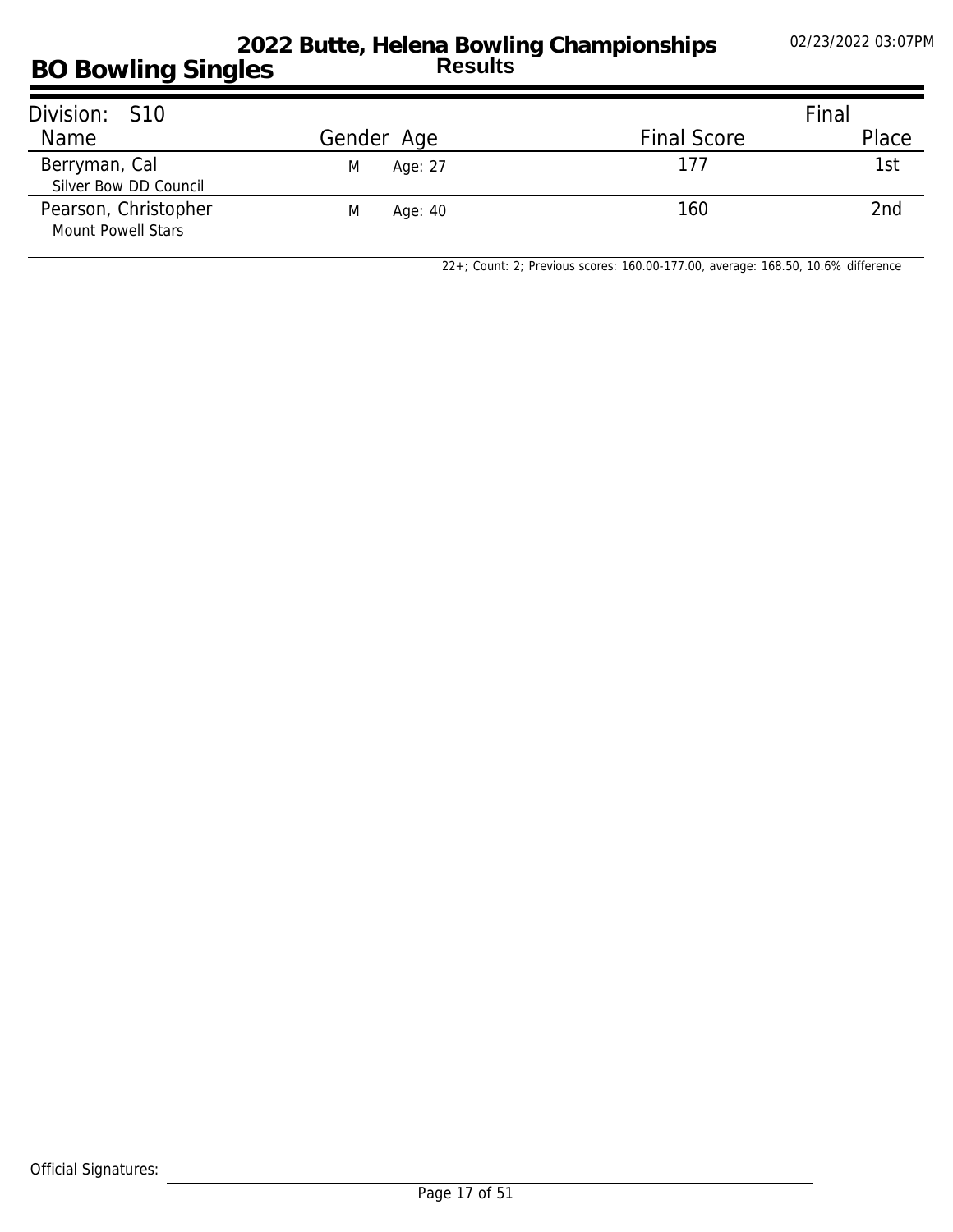# 2022 Butte, Helena Bowling Championships
## Results

## BO Bowling Singles

02/23/2022 03:07PM

| Division: S10 | | | | Final |
|---|---|---|---|---|
| Name | Gender | Age | Final Score | Place |
| Berryman, Cal<br>Silver Bow DD Council | M | Age: 27 | 177 | 1st |
| Pearson, Christopher<br>Mount Powell Stars | M | Age: 40 | 160 | 2nd |

22+; Count: 2; Previous scores: 160.00-177.00, average: 168.50, 10.6% difference

Official Signatures: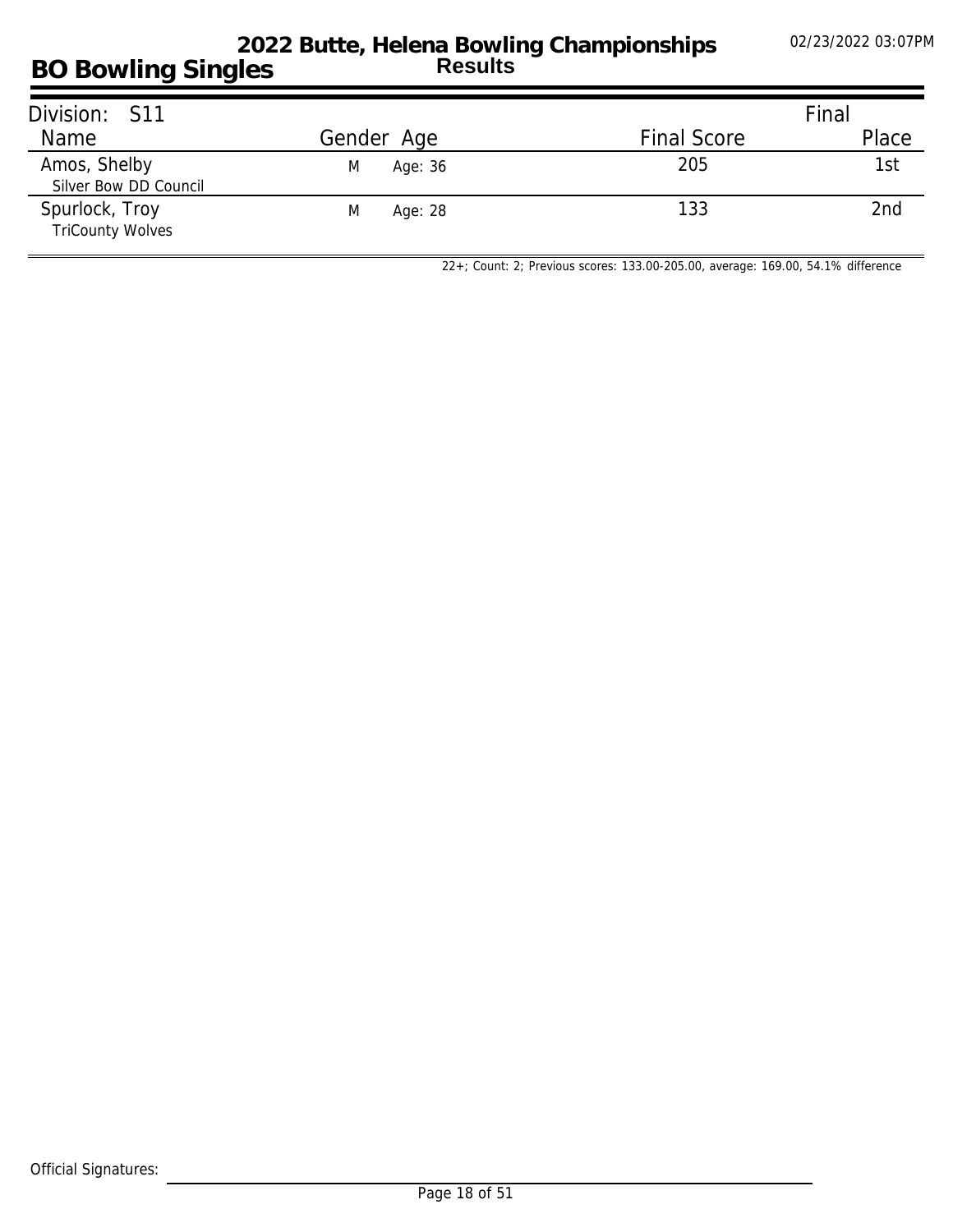# 2022 Butte, Helena Bowling Championships

## BO Bowling Singles

**Results**

02/23/2022 03:07PM

Division: S11

| Name | Gender | Age | Final Score | Final Place |
|---|---|---|---|---|
| Amos, Shelby<br>Silver Bow DD Council | M | Age: 36 | 205 | 1st |
| Spurlock, Troy<br>TriCounty Wolves | M | Age: 28 | 133 | 2nd |

22+; Count: 2; Previous scores: 133.00-205.00, average: 169.00, 54.1% difference

Official Signatures: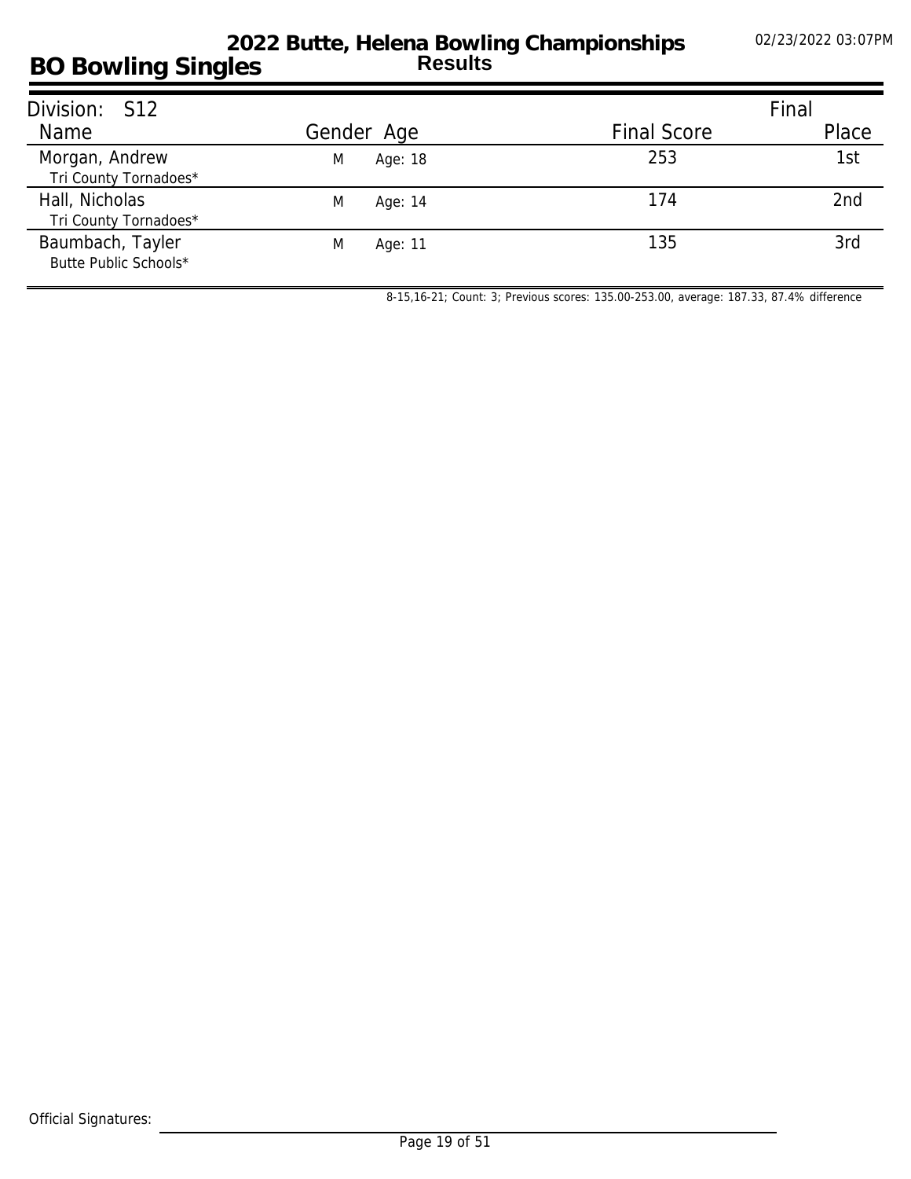# 2022 Butte, Helena Bowling Championships

## BO Bowling Singles

**Results**

02/23/2022 03:07PM

**Division: S12**

| Name | Gender | Age | Final Score | Final Place |
|---|---|---|---|---|
| Morgan, Andrew<br>Tri County Tornadoes* | M | Age: 18 | 253 | 1st |
| Hall, Nicholas<br>Tri County Tornadoes* | M | Age: 14 | 174 | 2nd |
| Baumbach, Tayler<br>Butte Public Schools* | M | Age: 11 | 135 | 3rd |

8-15,16-21; Count: 3; Previous scores: 135.00-253.00, average: 187.33, 87.4% difference

Official Signatures: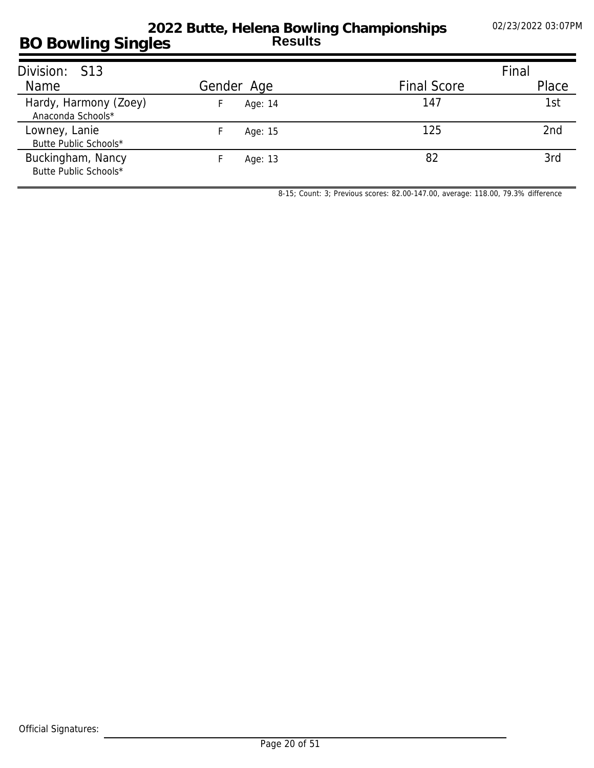# 2022 Butte, Helena Bowling Championships

## BO Bowling Singles

**Results**

02/23/2022 03:07PM

| Division: S13 | | | | Final |
|---|---|---|---|---|
| Name | Gender | Age | Final Score | Place |
| Hardy, Harmony (Zoey)<br>Anaconda Schools* | F | Age: 14 | 147 | 1st |
| Lowney, Lanie<br>Butte Public Schools* | F | Age: 15 | 125 | 2nd |
| Buckingham, Nancy<br>Butte Public Schools* | F | Age: 13 | 82 | 3rd |

8-15; Count: 3; Previous scores: 82.00-147.00, average: 118.00, 79.3% difference

Official Signatures: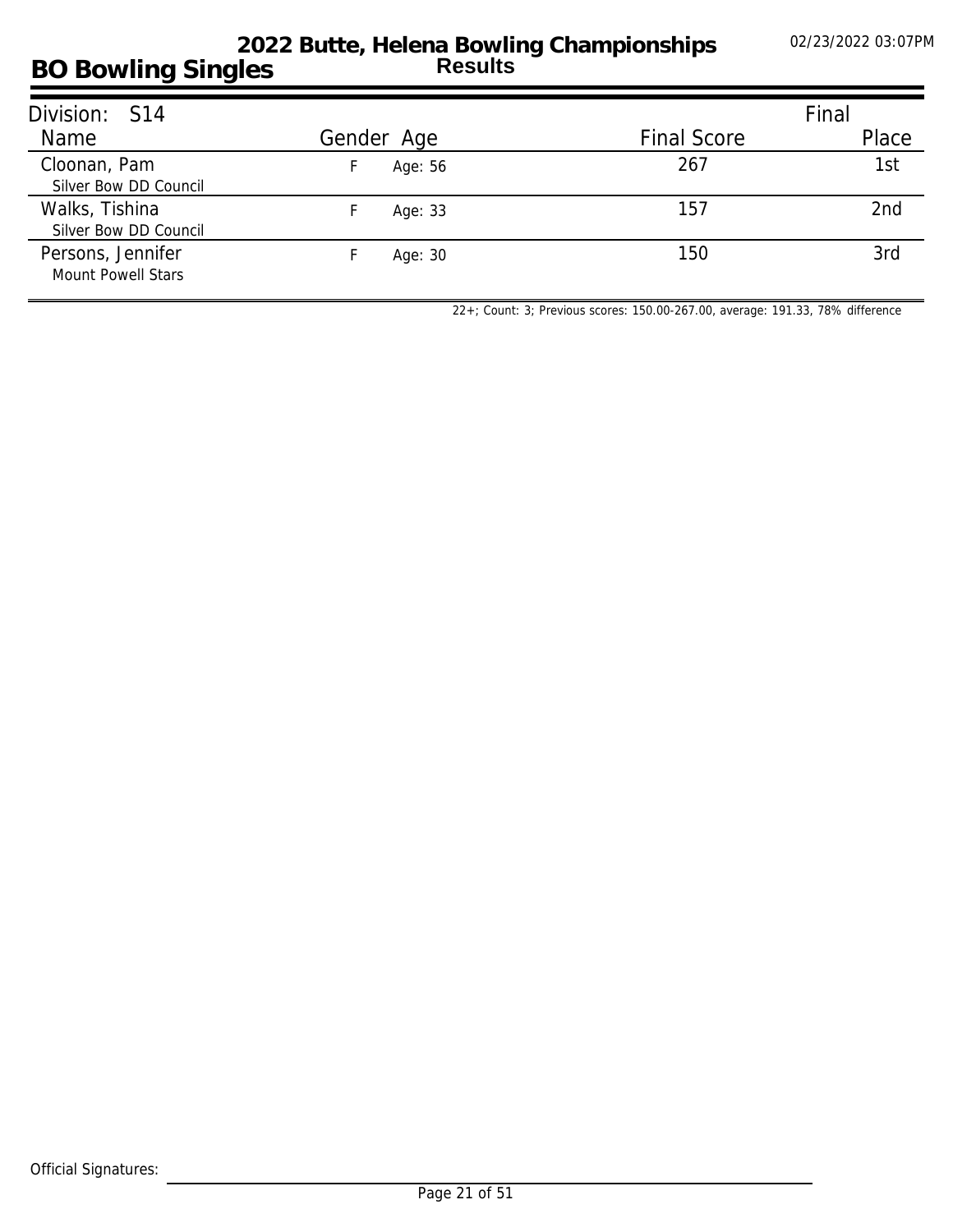# 2022 Butte, Helena Bowling Championships

## Results

## BO Bowling Singles

02/23/2022 03:07PM

| Division: S14 | | | | Final |
|---|---|---|---|---|
| Name | Gender | Age | Final Score | Place |
| Cloonan, Pam<br>Silver Bow DD Council | F | Age: 56 | 267 | 1st |
| Walks, Tishina<br>Silver Bow DD Council | F | Age: 33 | 157 | 2nd |
| Persons, Jennifer<br>Mount Powell Stars | F | Age: 30 | 150 | 3rd |

22+; Count: 3; Previous scores: 150.00-267.00, average: 191.33, 78% difference

Official Signatures: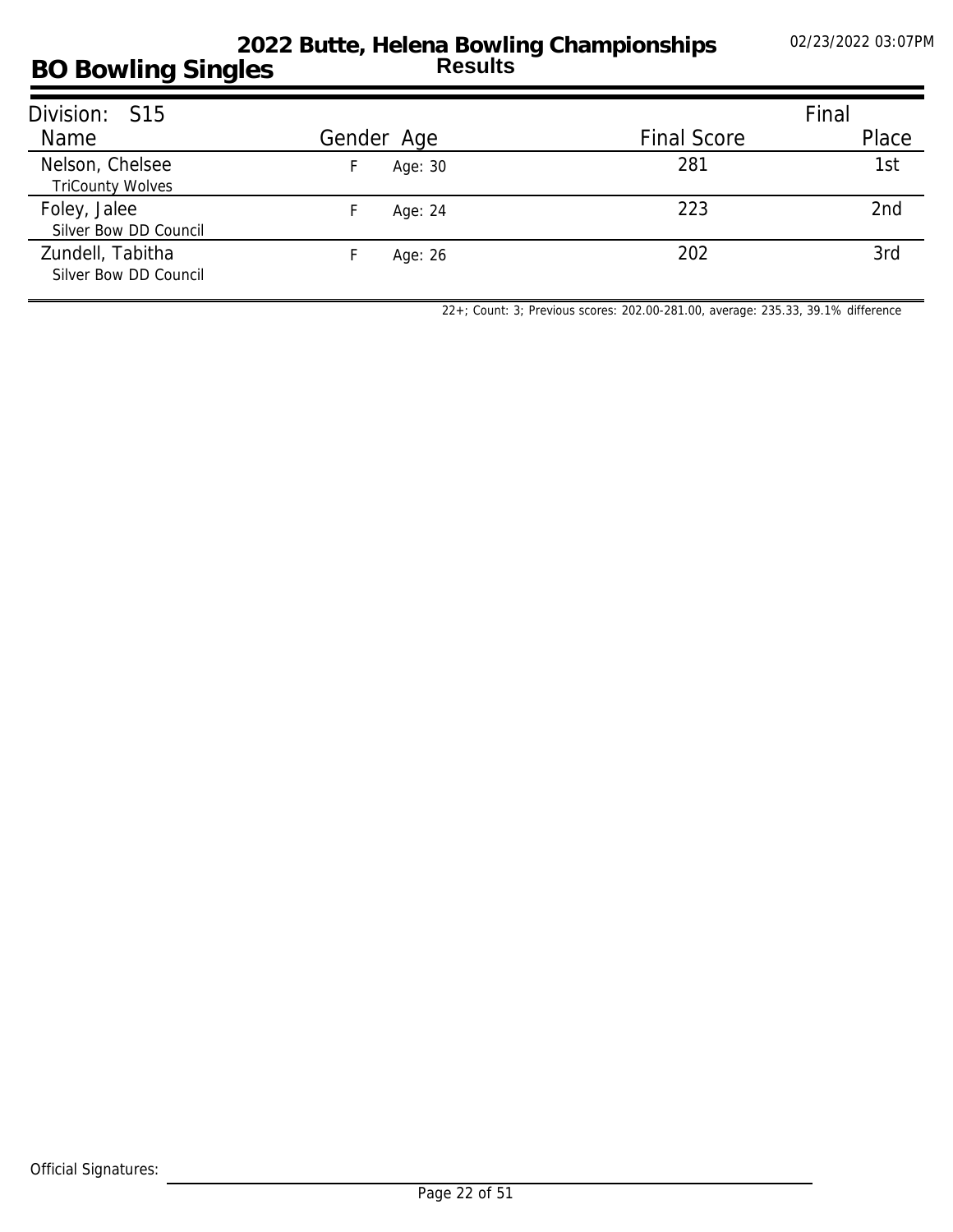# 2022 Butte, Helena Bowling Championships

## Results

## BO Bowling Singles

02/23/2022 03:07PM

**Division: S15**

| Name | Gender | Age | Final Score | Final Place |
|---|---|---|---|---|
| Nelson, Chelsee<br>TriCounty Wolves | F | Age: 30 | 281 | 1st |
| Foley, Jalee<br>Silver Bow DD Council | F | Age: 24 | 223 | 2nd |
| Zundell, Tabitha<br>Silver Bow DD Council | F | Age: 26 | 202 | 3rd |

22+; Count: 3; Previous scores: 202.00-281.00, average: 235.33, 39.1% difference

Official Signatures: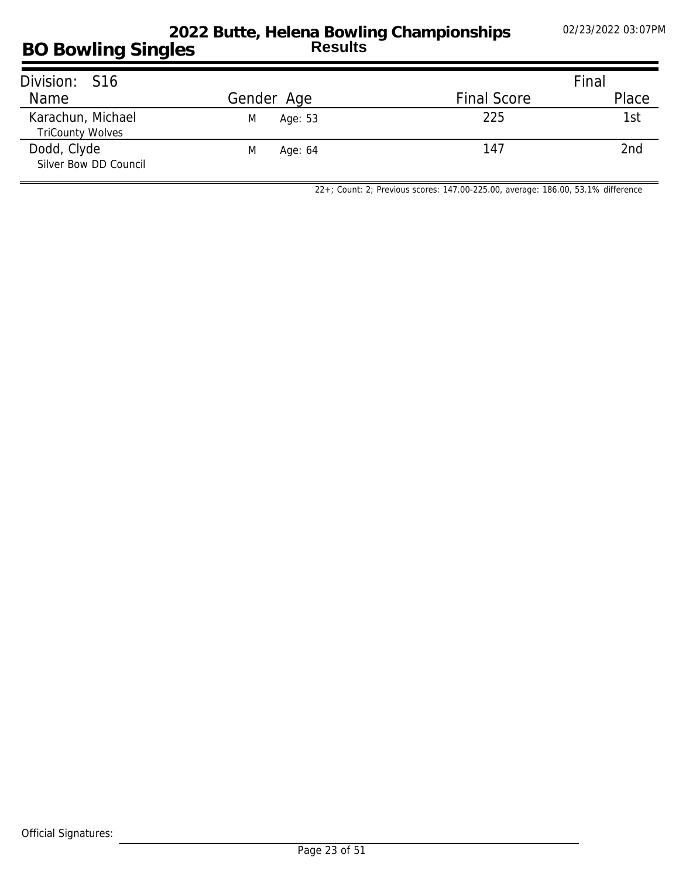# 2022 Butte, Helena Bowling Championships

## BO Bowling Singles

**Results**

02/23/2022 03:07PM

Division: S16

| Name | Gender | Age | Final Score | Final Place |
|---|---|---|---|---|
| Karachun, Michael<br>TriCounty Wolves | M | Age: 53 | 225 | 1st |
| Dodd, Clyde<br>Silver Bow DD Council | M | Age: 64 | 147 | 2nd |

22+; Count: 2; Previous scores: 147.00-225.00, average: 186.00, 53.1% difference

Official Signatures: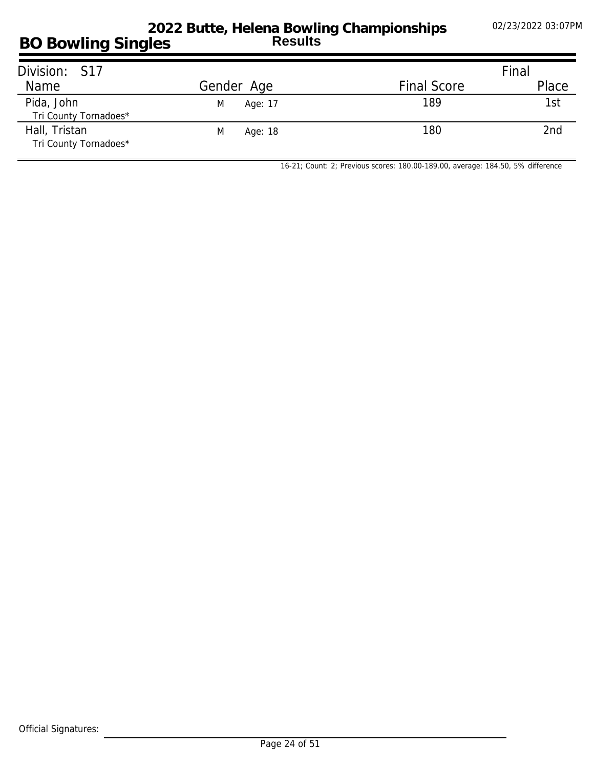# 2022 Butte, Helena Bowling Championships

## BO Bowling Singles

**Results**

02/23/2022 03:07PM

Division: S17

| Name | Gender | Age | Final Score | Final Place |
|---|---|---|---|---|
| Pida, John<br>Tri County Tornadoes* | M | Age: 17 | 189 | 1st |
| Hall, Tristan<br>Tri County Tornadoes* | M | Age: 18 | 180 | 2nd |

16-21; Count: 2; Previous scores: 180.00-189.00, average: 184.50, 5% difference

Official Signatures: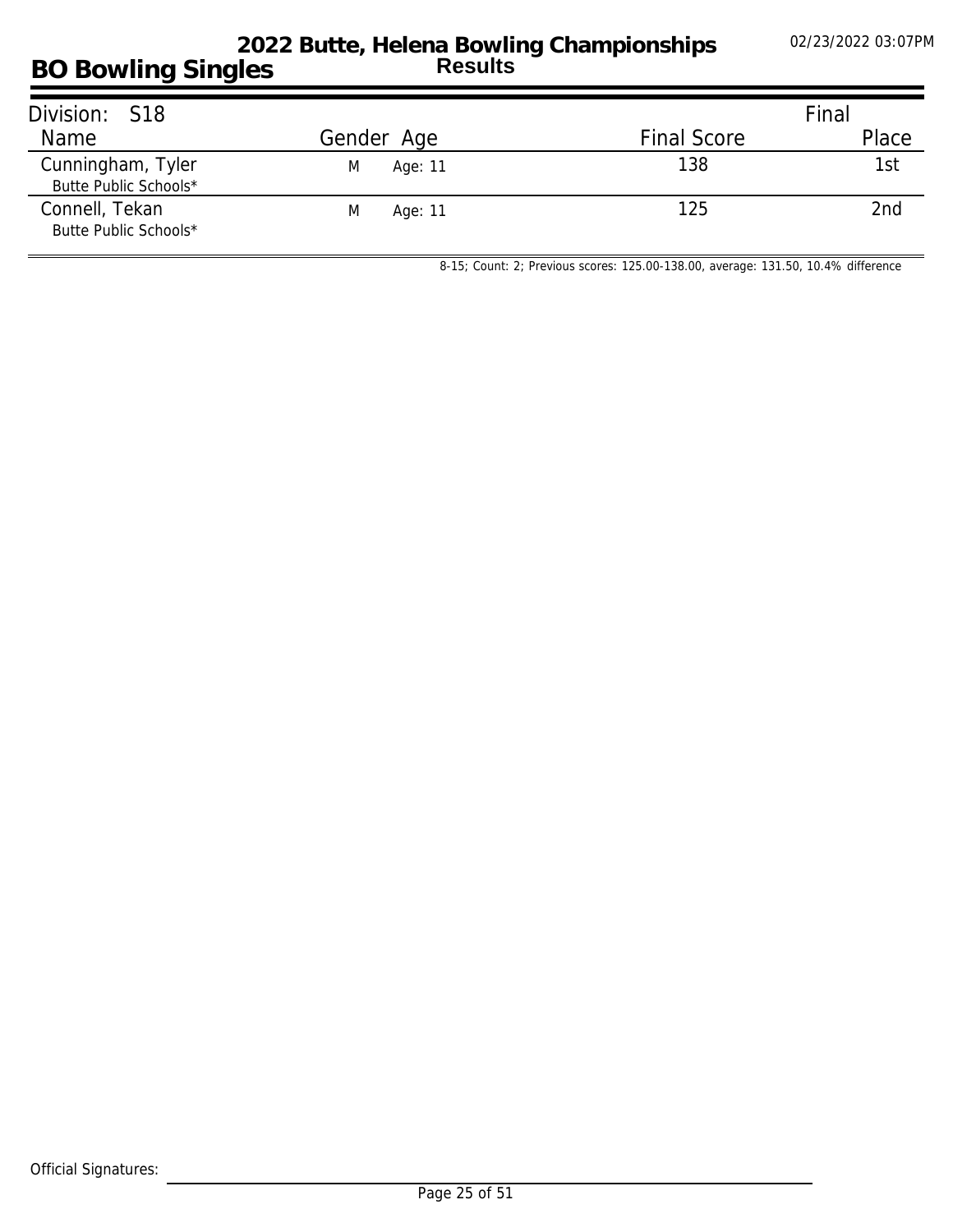# 2022 Butte, Helena Bowling Championships

## BO Bowling Singles

**Results**

02/23/2022 03:07PM

| Division: S18 | | | | Final |
|---|---|---|---|---|
| Name | Gender | Age | Final Score | Place |
| Cunningham, Tyler<br>Butte Public Schools* | M | Age: 11 | 138 | 1st |
| Connell, Tekan<br>Butte Public Schools* | M | Age: 11 | 125 | 2nd |

8-15; Count: 2; Previous scores: 125.00-138.00, average: 131.50, 10.4% difference

Official Signatures: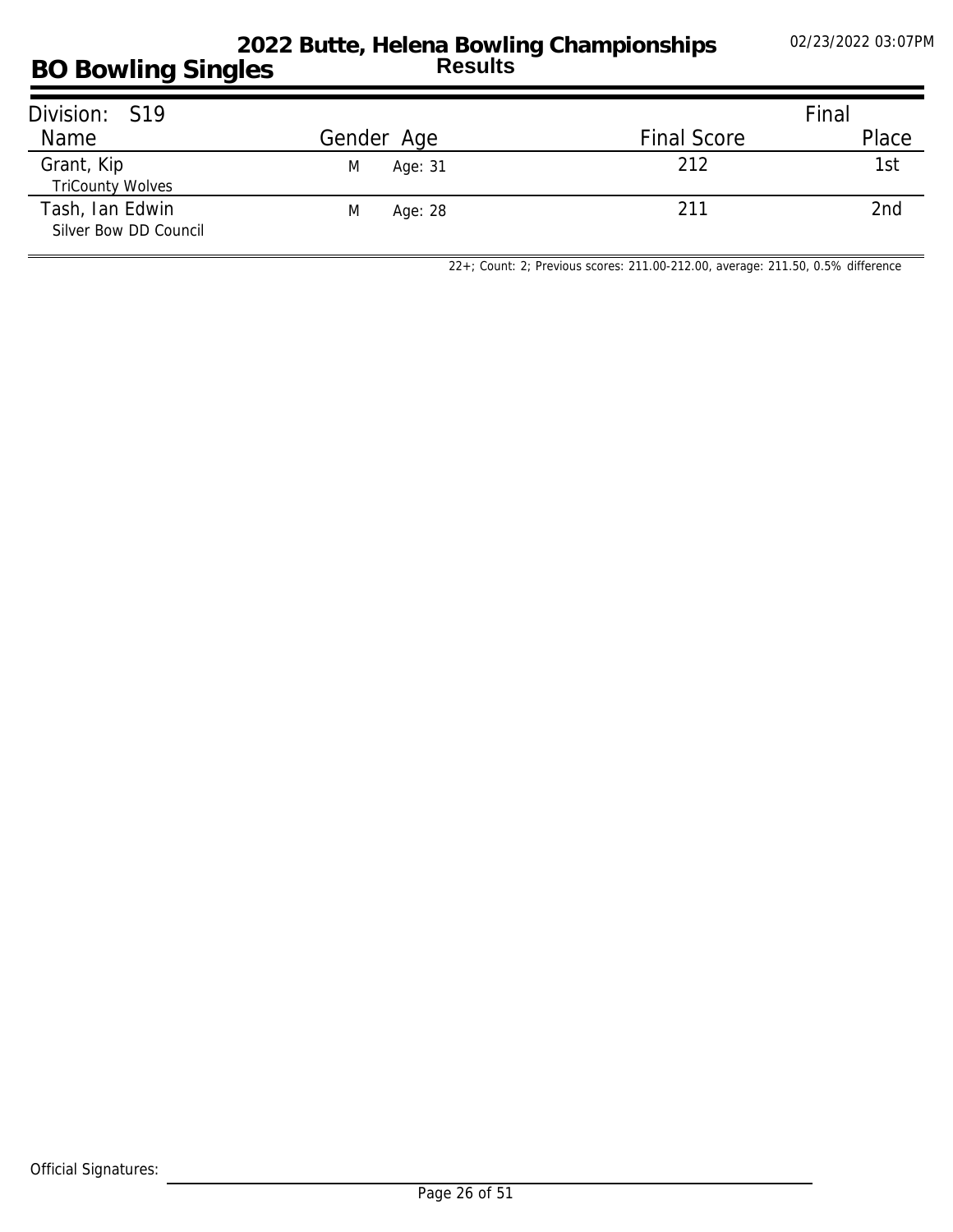# 2022 Butte, Helena Bowling Championships

## BO Bowling Singles

**Results**

02/23/2022 03:07PM

Division: S19

| Name | Gender | Age | Final Score | Final Place |
| --- | --- | --- | --- | --- |
| Grant, Kip<br>TriCounty Wolves | M | Age: 31 | 212 | 1st |
| Tash, Ian Edwin<br>Silver Bow DD Council | M | Age: 28 | 211 | 2nd |

22+; Count: 2; Previous scores: 211.00-212.00, average: 211.50, 0.5% difference

Official Signatures: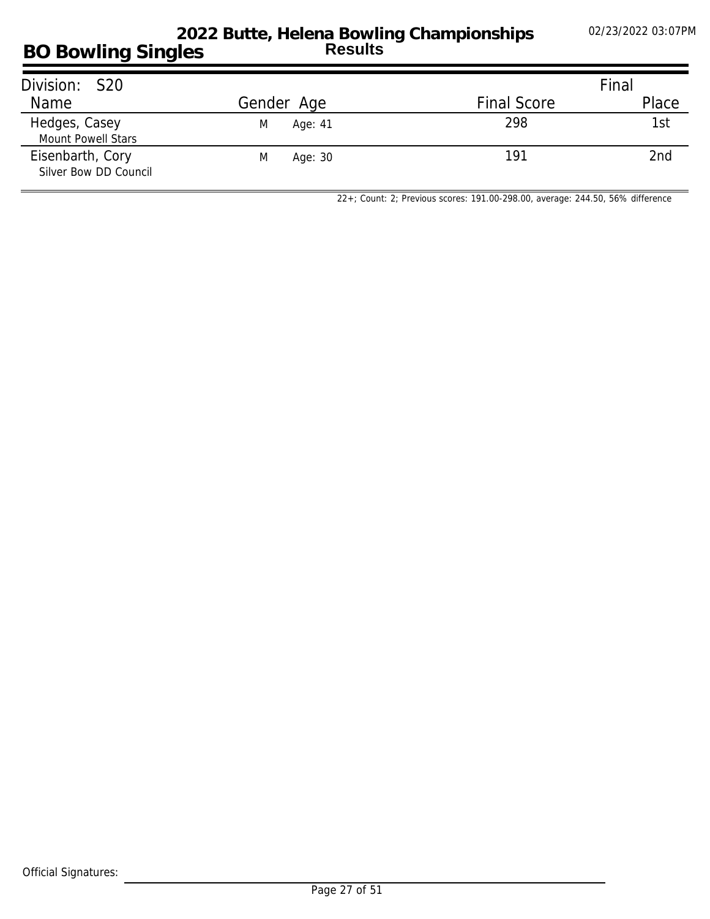# 2022 Butte, Helena Bowling Championships

## BO Bowling Singles

**Results**

02/23/2022 03:07PM

Division: S20

| Name | Gender | Age | Final Score | Final Place |
|---|---|---|---|---|
| Hedges, Casey<br>Mount Powell Stars | M | Age: 41 | 298 | 1st |
| Eisenbarth, Cory<br>Silver Bow DD Council | M | Age: 30 | 191 | 2nd |

22+; Count: 2; Previous scores: 191.00-298.00, average: 244.50, 56% difference

Official Signatures: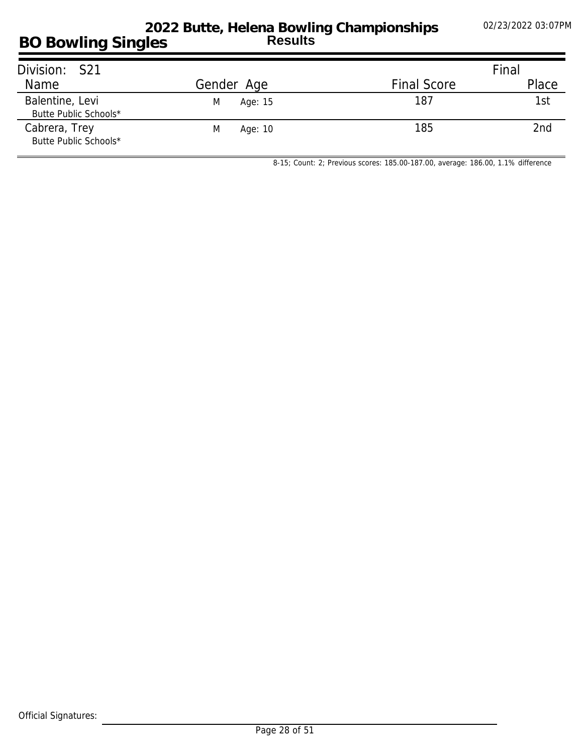# 2022 Butte, Helena Bowling Championships

## BO Bowling Singles

**Results**

02/23/2022 03:07PM

Division: S21

| Name | Gender | Age | Final Score | Final Place |
| --- | --- | --- | --- | --- |
| Balentine, Levi<br>Butte Public Schools* | M | Age: 15 | 187 | 1st |
| Cabrera, Trey<br>Butte Public Schools* | M | Age: 10 | 185 | 2nd |

8-15; Count: 2; Previous scores: 185.00-187.00, average: 186.00, 1.1% difference

Official Signatures: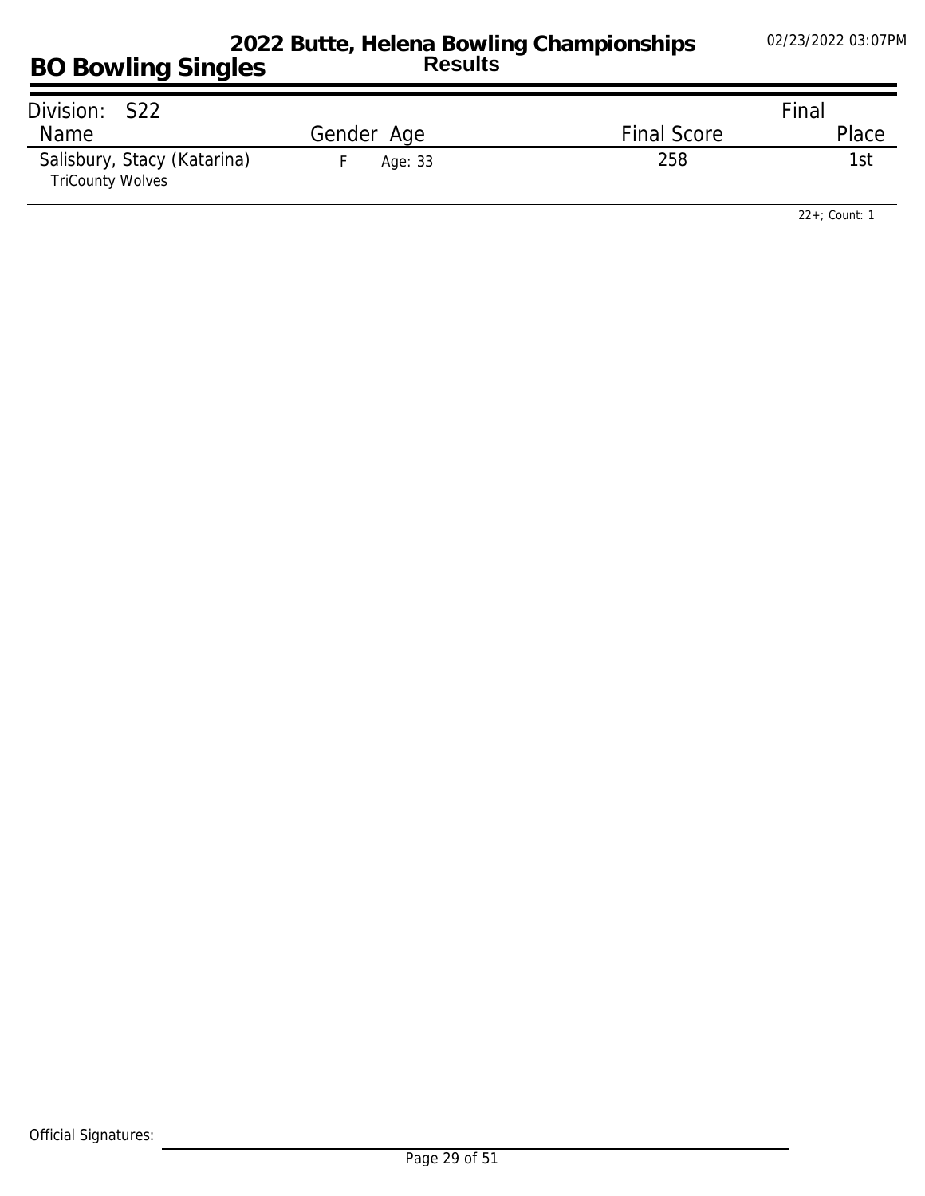# 2022 Butte, Helena Bowling Championships

## Results

## BO Bowling Singles

02/23/2022 03:07PM

| Division: S22 | | | Final |
|---|---|---|---|
| Name | Gender Age | Final Score | Place |
| Salisbury, Stacy (Katarina)<br>TriCounty Wolves | F Age: 33 | 258 | 1st |

22+; Count: 1

Official Signatures: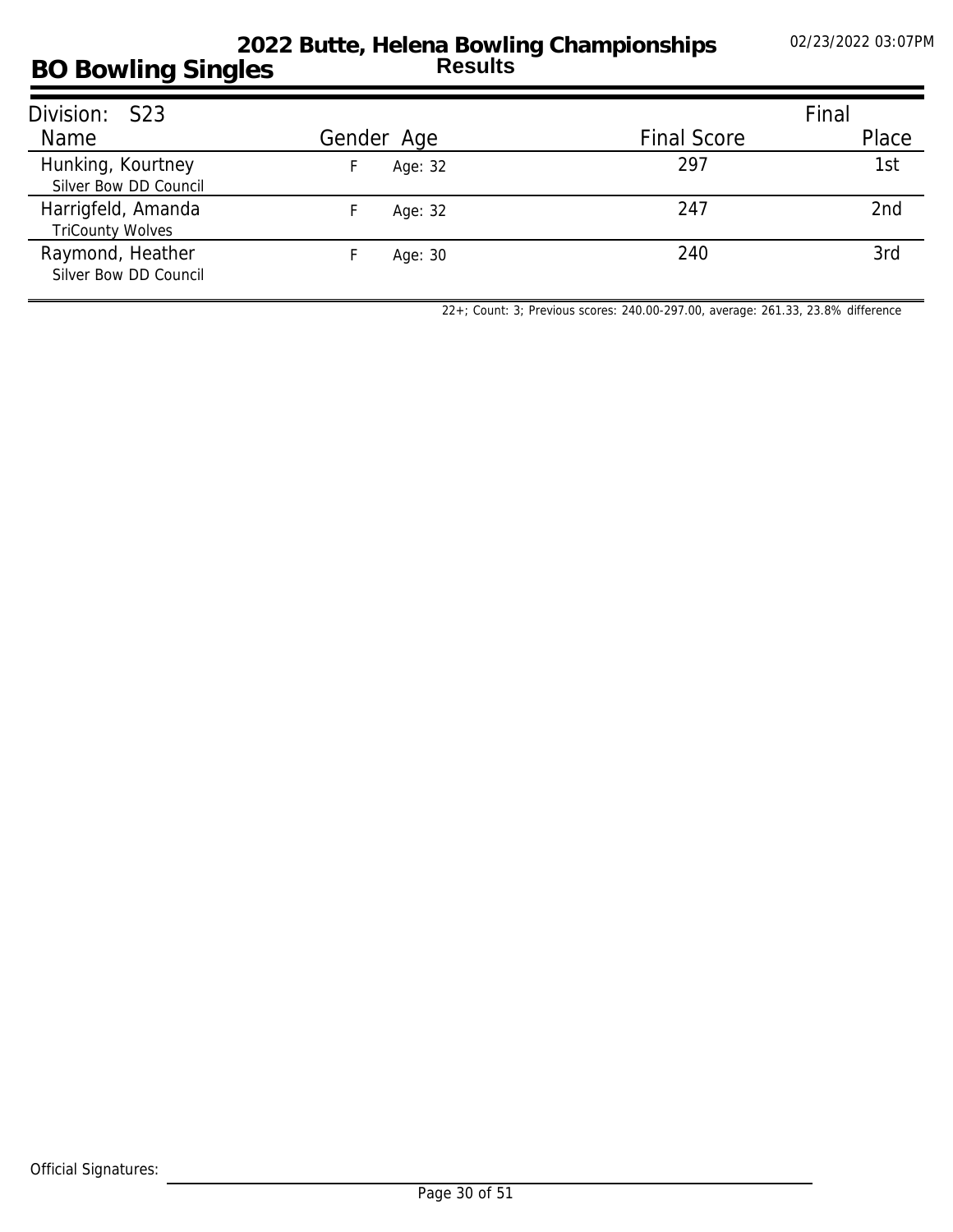# 2022 Butte, Helena Bowling Championships

## BO Bowling Singles

**Results**

02/23/2022 03:07PM

| Division: S23 | | | | Final |
|---|---|---|---|---|
| Name | Gender | Age | Final Score | Place |
| Hunking, Kourtney<br>Silver Bow DD Council | F | Age: 32 | 297 | 1st |
| Harrigfeld, Amanda<br>TriCounty Wolves | F | Age: 32 | 247 | 2nd |
| Raymond, Heather<br>Silver Bow DD Council | F | Age: 30 | 240 | 3rd |

22+; Count: 3; Previous scores: 240.00-297.00, average: 261.33, 23.8% difference

Official Signatures: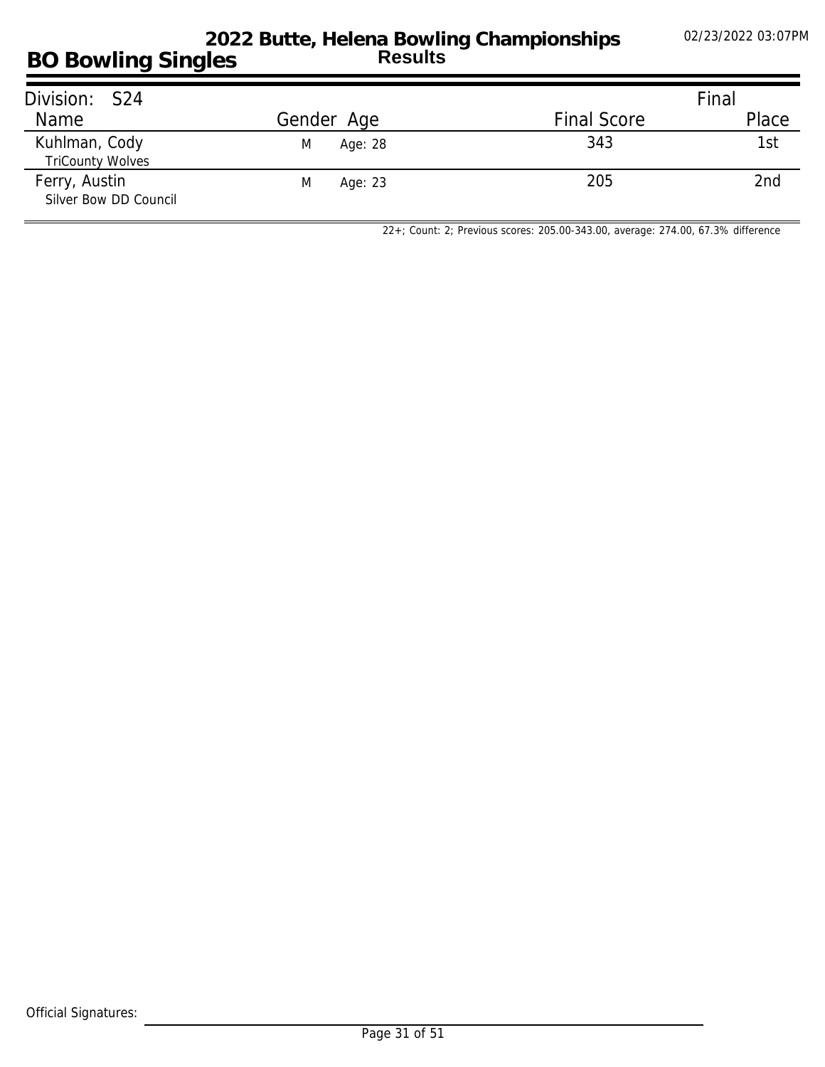# BO Bowling Singles

## 2022 Butte, Helena Bowling Championships

### Results

02/23/2022 03:07PM

| Division: S24 | | | | Final |
|---|---|---|---|---|
| Name | Gender | Age | Final Score | Place |
| Kuhlman, Cody<br>TriCounty Wolves | M | Age: 28 | 343 | 1st |
| Ferry, Austin<br>Silver Bow DD Council | M | Age: 23 | 205 | 2nd |

22+; Count: 2; Previous scores: 205.00-343.00, average: 274.00, 67.3% difference

Official Signatures: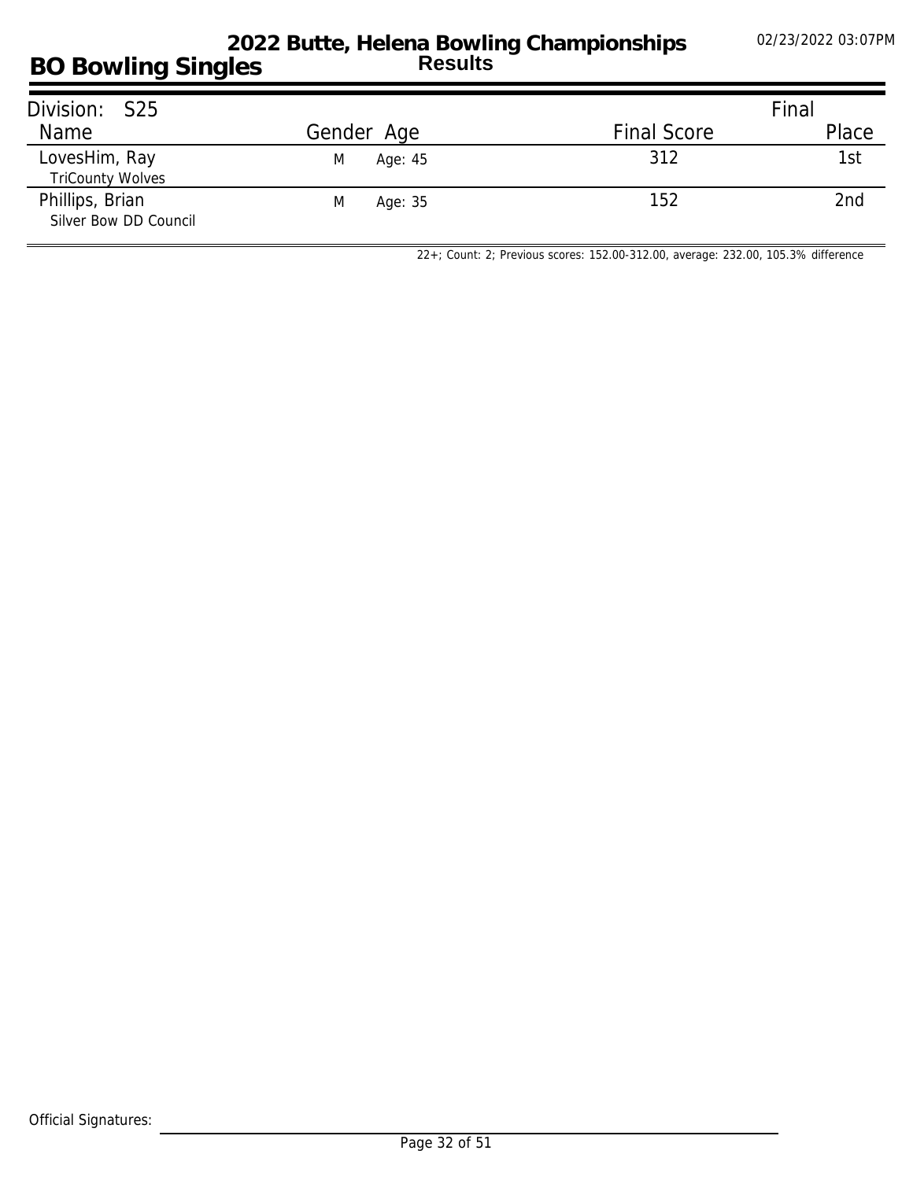# BO Bowling Singles

## 2022 Butte, Helena Bowling Championships
**Results**

02/23/2022 03:07PM

| Division: S25 | | | Final |
|---|---|---|---|
| Name | Gender Age | Final Score | Place |
| LovesHim, Ray<br>TriCounty Wolves | M Age: 45 | 312 | 1st |
| Phillips, Brian<br>Silver Bow DD Council | M Age: 35 | 152 | 2nd |

22+; Count: 2; Previous scores: 152.00-312.00, average: 232.00, 105.3% difference

Official Signatures: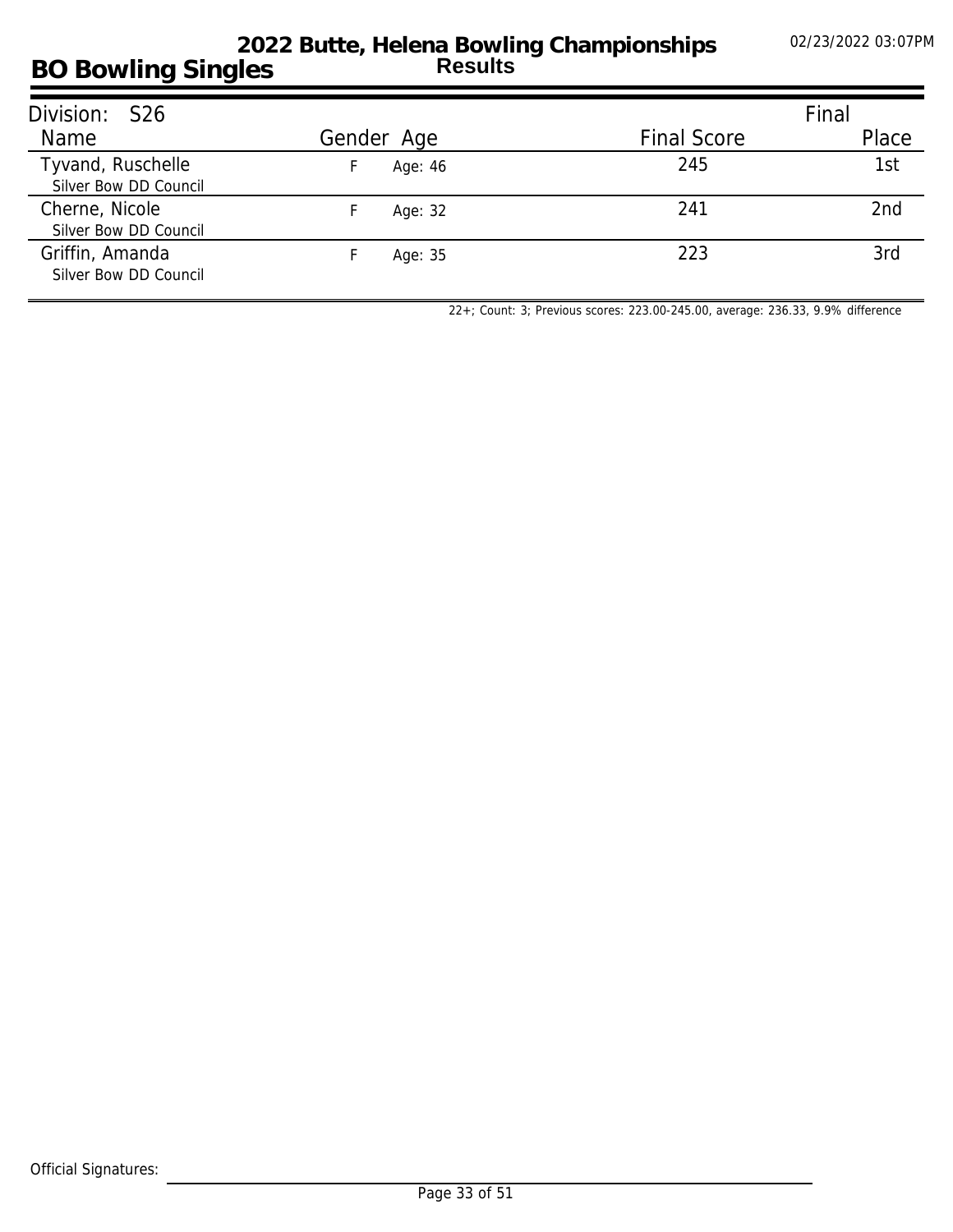# 2022 Butte, Helena Bowling Championships

## BO Bowling Singles

**Results**

02/23/2022 03:07PM

Division: S26

| Name | Gender | Age | Final Score | Final Place |
|---|---|---|---|---|
| Tyvand, Ruschelle<br>Silver Bow DD Council | F | Age: 46 | 245 | 1st |
| Cherne, Nicole<br>Silver Bow DD Council | F | Age: 32 | 241 | 2nd |
| Griffin, Amanda<br>Silver Bow DD Council | F | Age: 35 | 223 | 3rd |

22+; Count: 3; Previous scores: 223.00-245.00, average: 236.33, 9.9% difference

Official Signatures: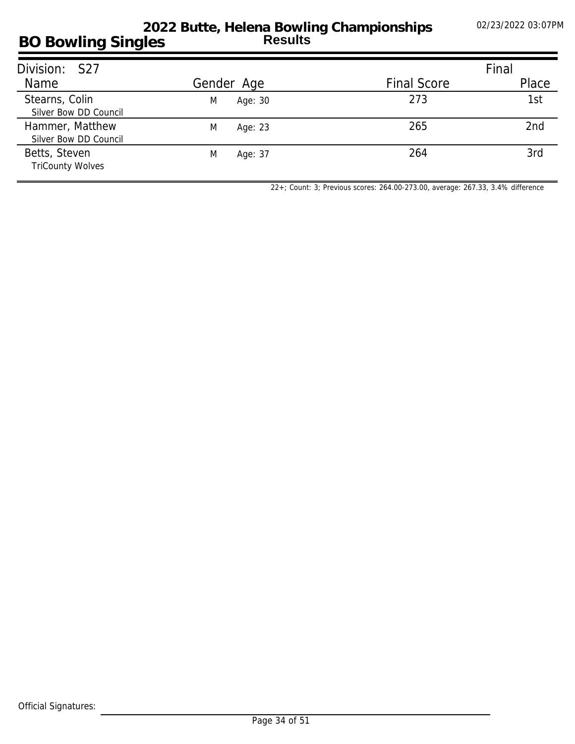# 2022 Butte, Helena Bowling Championships

## BO Bowling Singles

**Results**

02/23/2022 03:07PM

| Division: S27 | | | Final | |
|---|---|---|---|---|
| Name | Gender | Age | Final Score | Place |
| Stearns, Colin<br>Silver Bow DD Council | M | Age: 30 | 273 | 1st |
| Hammer, Matthew<br>Silver Bow DD Council | M | Age: 23 | 265 | 2nd |
| Betts, Steven<br>TriCounty Wolves | M | Age: 37 | 264 | 3rd |

22+; Count: 3; Previous scores: 264.00-273.00, average: 267.33, 3.4% difference

Official Signatures: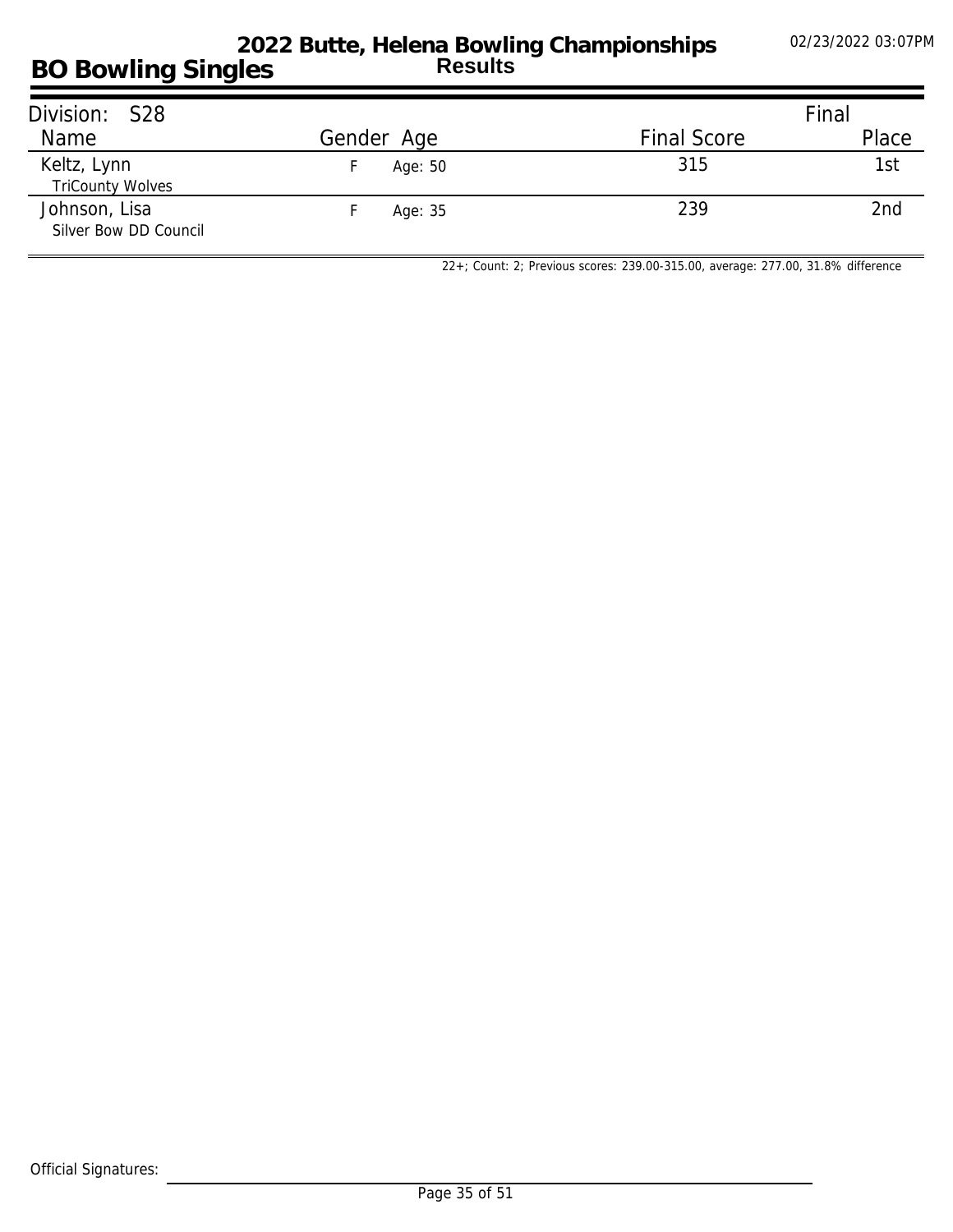# 2022 Butte, Helena Bowling Championships

## BO Bowling Singles

### Results

02/23/2022 03:07PM

**Division: S28**

| Name | Gender | Age | Final Score | Final Place |
|---|---|---|---|---|
| Keltz, Lynn<br>TriCounty Wolves | F | Age: 50 | 315 | 1st |
| Johnson, Lisa<br>Silver Bow DD Council | F | Age: 35 | 239 | 2nd |

22+; Count: 2; Previous scores: 239.00-315.00, average: 277.00, 31.8% difference

Official Signatures: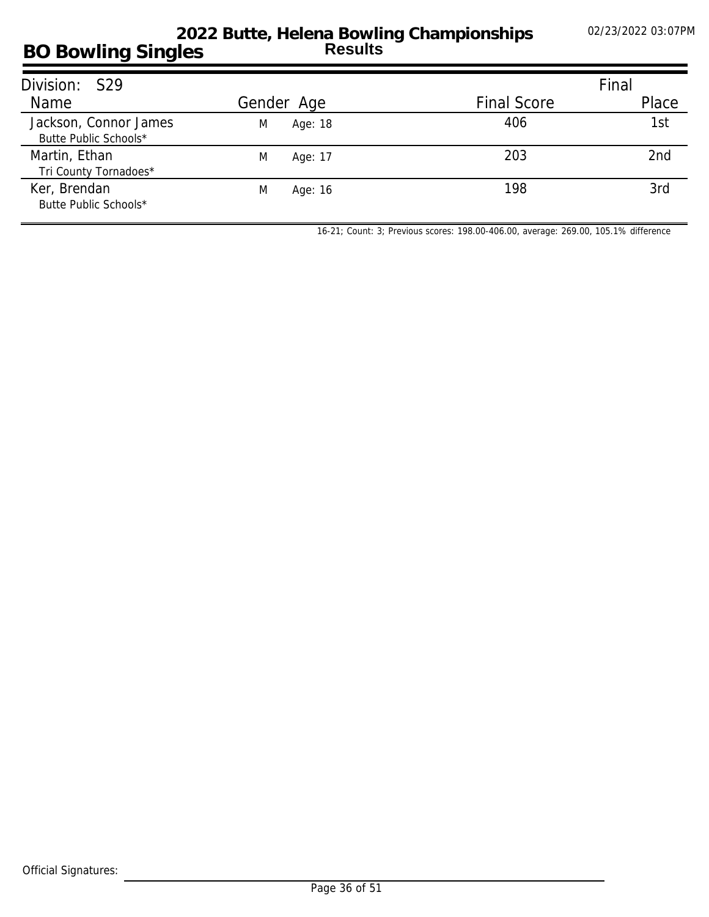# 2022 Butte, Helena Bowling Championships

## Results

## BO Bowling Singles

02/23/2022 03:07PM

| Division: S29 | | | | Final |
|---|---|---|---|---|
| Name | Gender | Age | Final Score | Place |
| Jackson, Connor James<br>Butte Public Schools* | M | Age: 18 | 406 | 1st |
| Martin, Ethan<br>Tri County Tornadoes* | M | Age: 17 | 203 | 2nd |
| Ker, Brendan<br>Butte Public Schools* | M | Age: 16 | 198 | 3rd |

16-21; Count: 3; Previous scores: 198.00-406.00, average: 269.00, 105.1% difference

Official Signatures: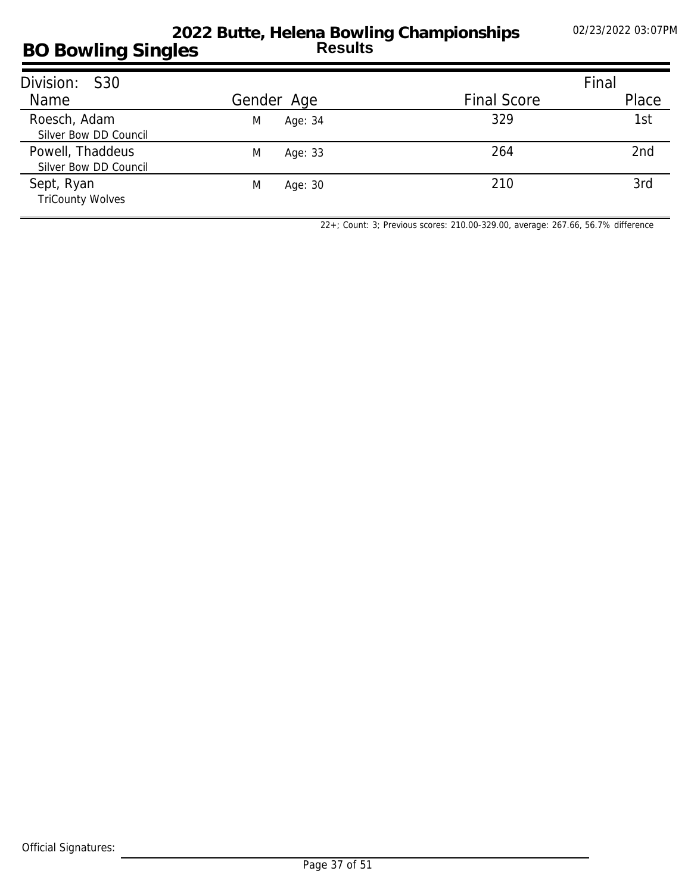# 2022 Butte, Helena Bowling Championships

## Results

## BO Bowling Singles

02/23/2022 03:07PM

**Division: S30**

| Name | Gender | Age | Final Score | Final Place |
|---|---|---|---|---|
| Roesch, Adam<br>Silver Bow DD Council | M | Age: 34 | 329 | 1st |
| Powell, Thaddeus<br>Silver Bow DD Council | M | Age: 33 | 264 | 2nd |
| Sept, Ryan<br>TriCounty Wolves | M | Age: 30 | 210 | 3rd |

22+; Count: 3; Previous scores: 210.00-329.00, average: 267.66, 56.7% difference

Official Signatures: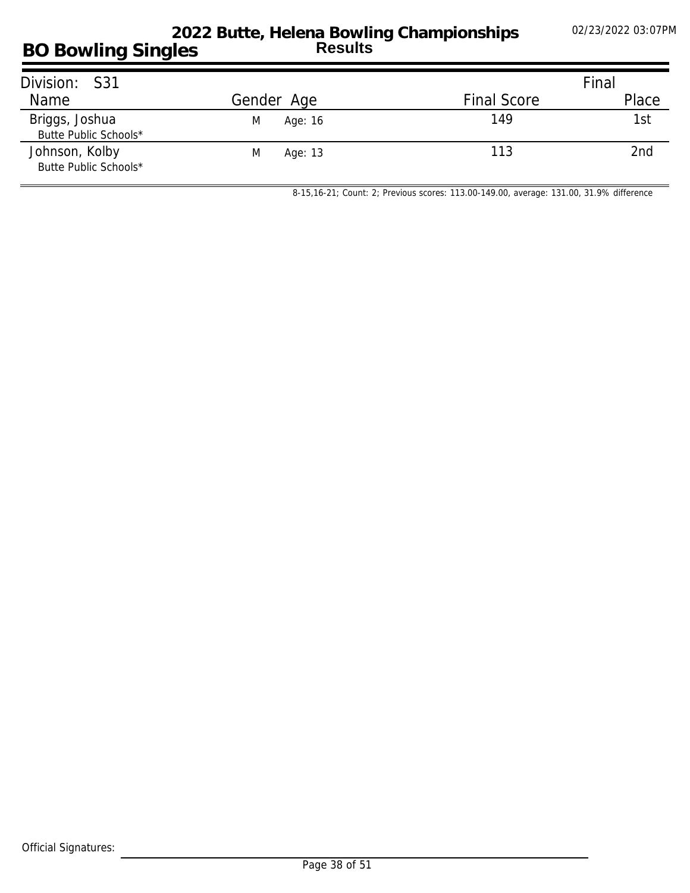# 2022 Butte, Helena Bowling Championships

## BO Bowling Singles

**Results**

02/23/2022 03:07PM

| Division: S31 | | | | Final |
|---|---|---|---|---|
| Name | Gender | Age | Final Score | Place |
| Briggs, Joshua<br>Butte Public Schools* | M | Age: 16 | 149 | 1st |
| Johnson, Kolby<br>Butte Public Schools* | M | Age: 13 | 113 | 2nd |

8-15,16-21; Count: 2; Previous scores: 113.00-149.00, average: 131.00, 31.9% difference

Official Signatures: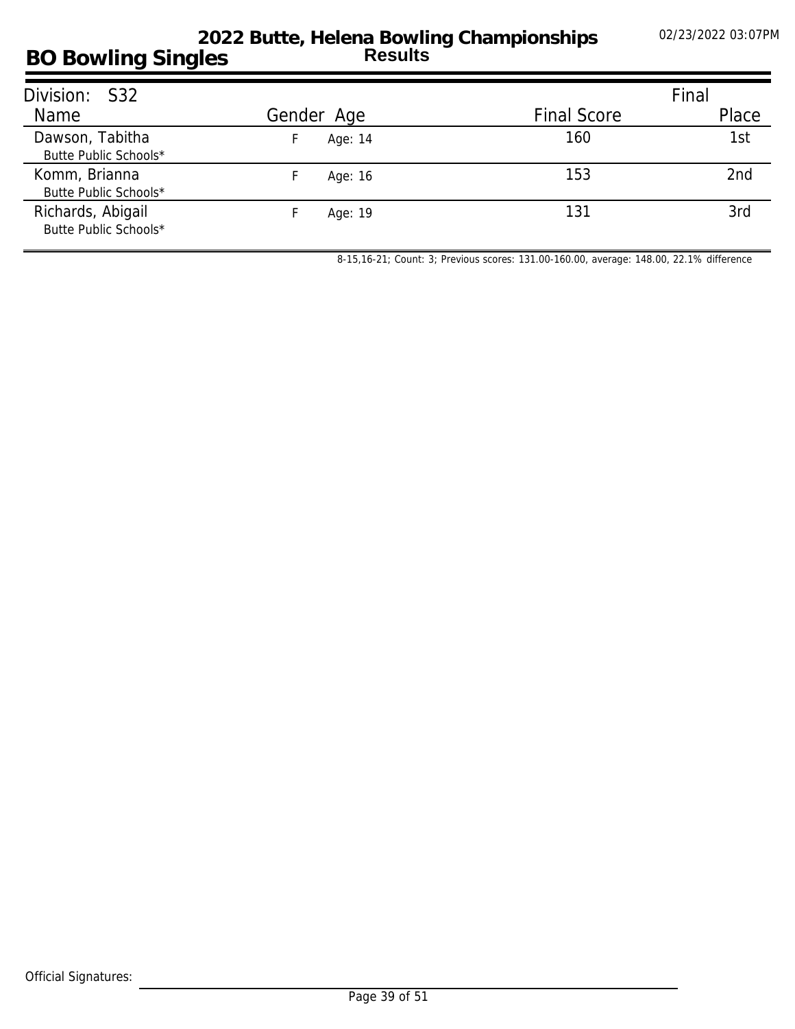# 2022 Butte, Helena Bowling Championships

## Results

## BO Bowling Singles

02/23/2022 03:07PM

| Division: S32 | | | | Final |
|---|---|---|---|---|
| Name | Gender | Age | Final Score | Place |
| Dawson, Tabitha<br>Butte Public Schools* | F | Age: 14 | 160 | 1st |
| Komm, Brianna<br>Butte Public Schools* | F | Age: 16 | 153 | 2nd |
| Richards, Abigail<br>Butte Public Schools* | F | Age: 19 | 131 | 3rd |

8-15,16-21; Count: 3; Previous scores: 131.00-160.00, average: 148.00, 22.1% difference

Official Signatures: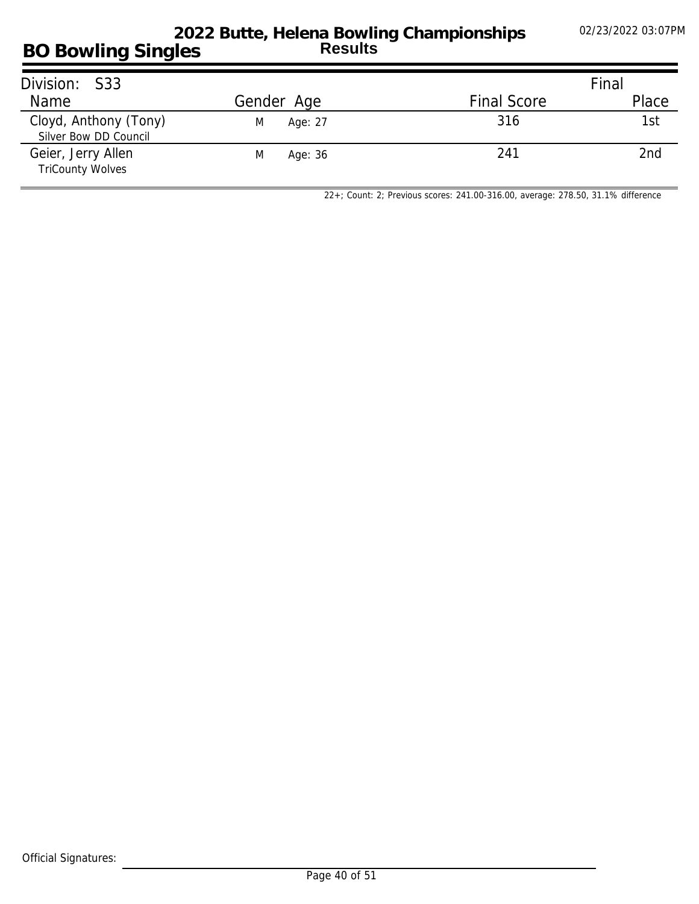# 2022 Butte, Helena Bowling Championships

## BO Bowling Singles

**Results**

Division: S33

| Name | Gender | Age | Final Score | Final Place |
|---|---|---|---|---|
| Cloyd, Anthony (Tony)<br>Silver Bow DD Council | M | Age: 27 | 316 | 1st |
| Geier, Jerry Allen<br>TriCounty Wolves | M | Age: 36 | 241 | 2nd |

22+; Count: 2; Previous scores: 241.00-316.00, average: 278.50, 31.1% difference

Official Signatures: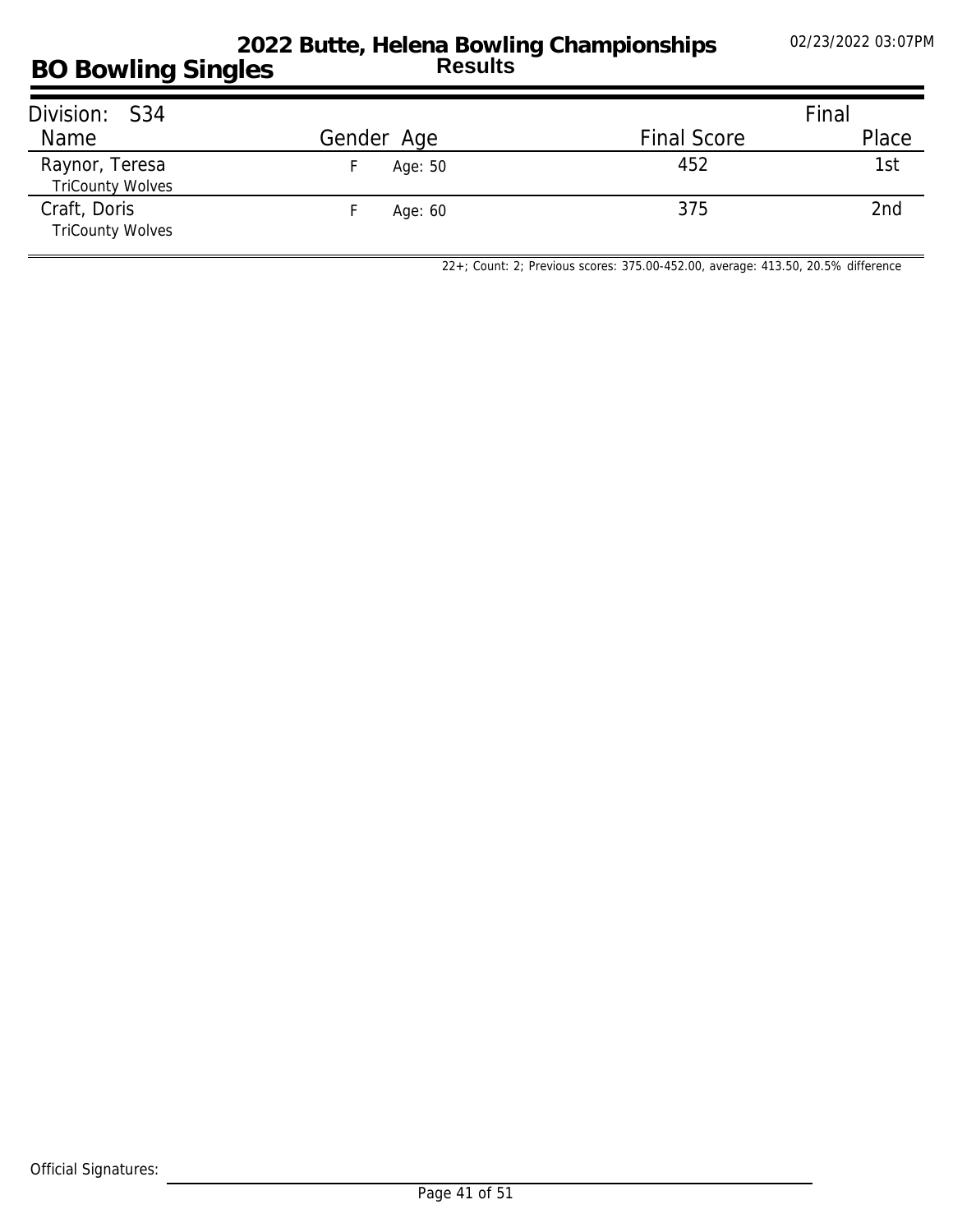# 2022 Butte, Helena Bowling Championships

## BO Bowling Singles

**Results**

02/23/2022 03:07PM

| Division: S34 | | | | Final |
|---|---|---|---|---|
| Name | Gender | Age | Final Score | Place |
| Raynor, Teresa<br>TriCounty Wolves | F | Age: 50 | 452 | 1st |
| Craft, Doris<br>TriCounty Wolves | F | Age: 60 | 375 | 2nd |

22+; Count: 2; Previous scores: 375.00-452.00, average: 413.50, 20.5% difference

Official Signatures: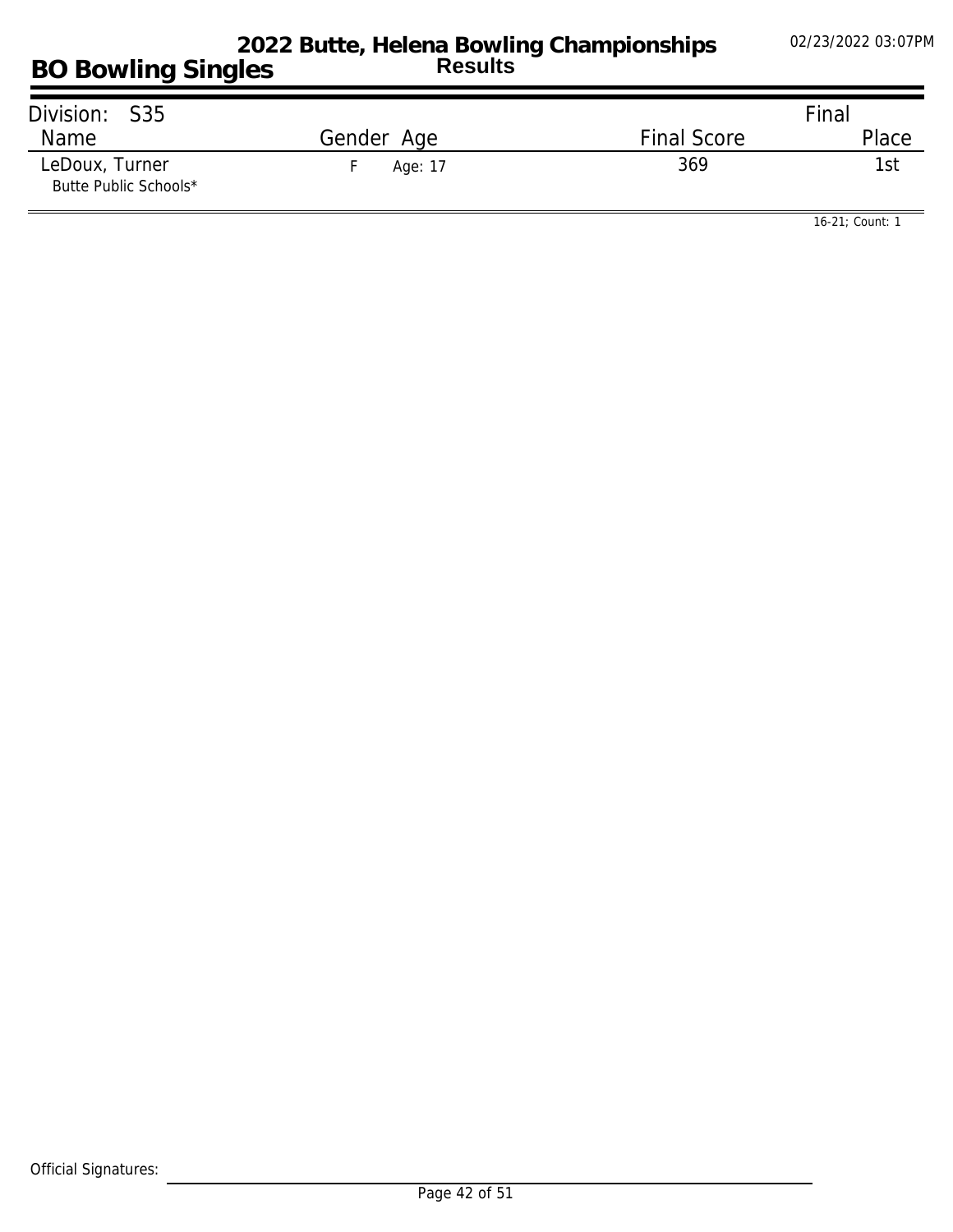# 2022 Butte, Helena Bowling Championships

## Results

## BO Bowling Singles

02/23/2022 03:07PM

Division: S35

| Name | Gender | Age | Final Score | Final Place |
|---|---|---|---|---|
| LeDoux, Turner<br>Butte Public Schools* | F | Age: 17 | 369 | 1st |

16-21; Count: 1

Official Signatures: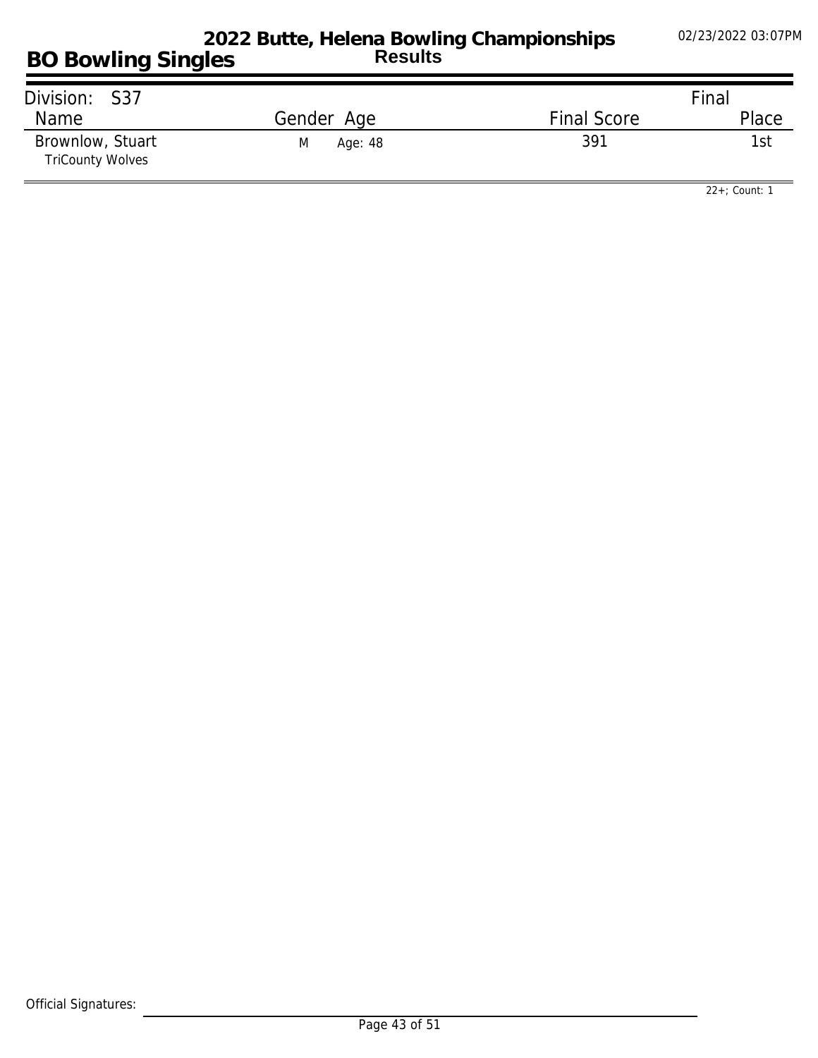# 2022 Butte, Helena Bowling Championships
## Results

**BO Bowling Singles**

02/23/2022 03:07PM

| Division: S37 | | | Final |
|---|---|---|---|
| Name | Gender Age | Final Score | Place |
| Brownlow, Stuart<br>TriCounty Wolves | M Age: 48 | 391 | 1st |

22+; Count: 1

Official Signatures: ______________________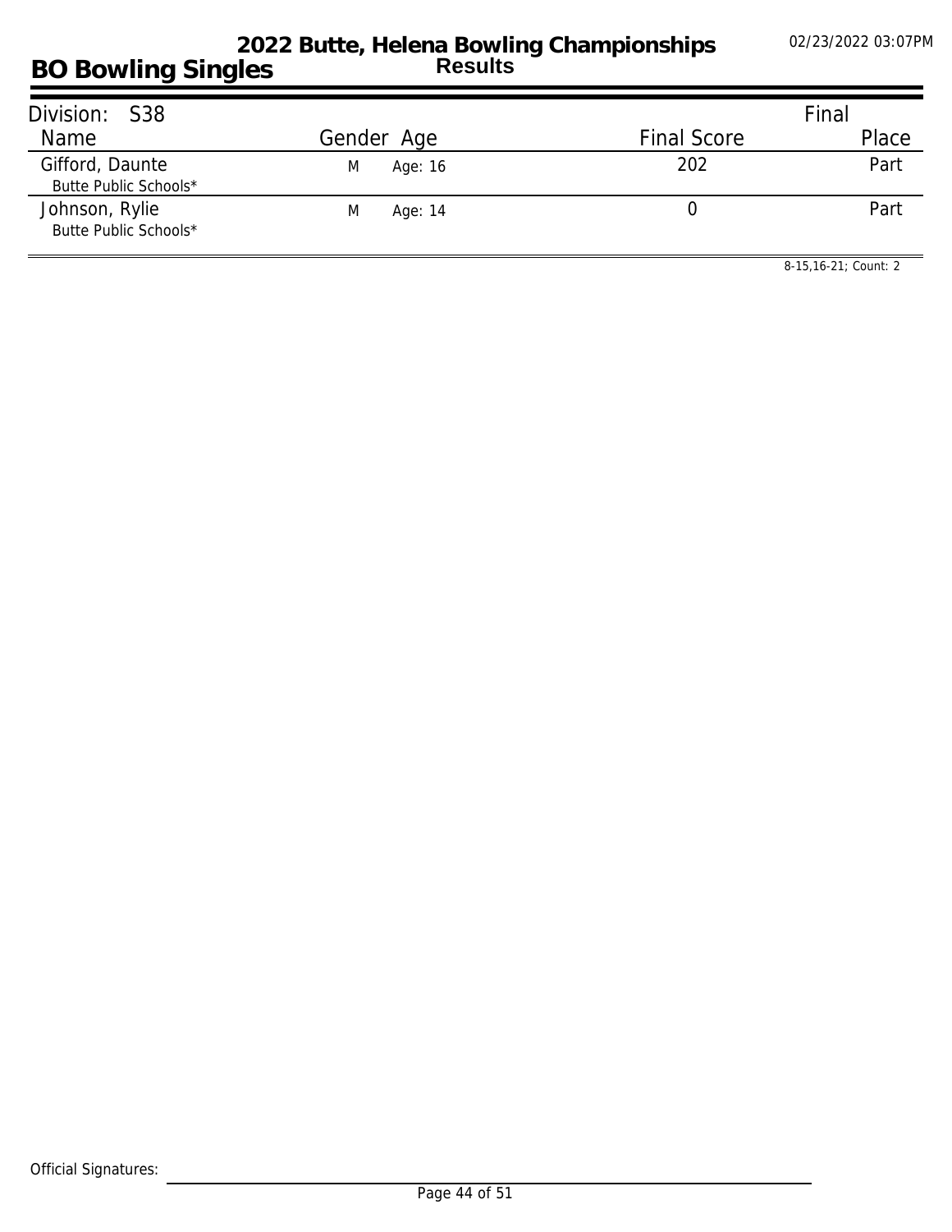# 2022 Butte, Helena Bowling Championships

## Results

# BO Bowling Singles

02/23/2022 03:07PM

| Division: S38 | | | | Final |
|---|---|---|---|---|
| Name | Gender | Age | Final Score | Place |
| Gifford, Daunte<br>Butte Public Schools* | M | Age: 16 | 202 | Part |
| Johnson, Rylie<br>Butte Public Schools* | M | Age: 14 | 0 | Part |

8-15,16-21; Count: 2

Official Signatures: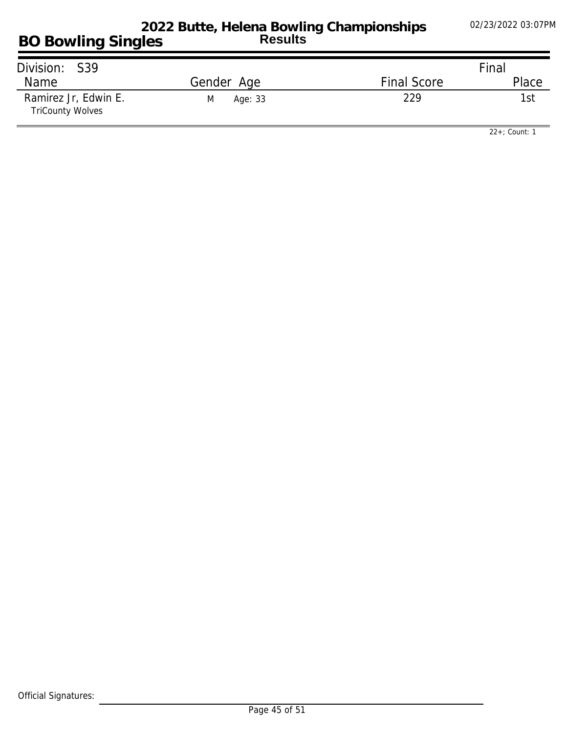# 2022 Butte, Helena Bowling Championships

## Results

## BO Bowling Singles

02/23/2022 03:07PM

| Division: S39 | | | Final |
|---|---|---|---|
| Name | Gender Age | Final Score | Place |
| Ramirez Jr, Edwin E.<br>TriCounty Wolves | M Age: 33 | 229 | 1st |

22+; Count: 1

Official Signatures: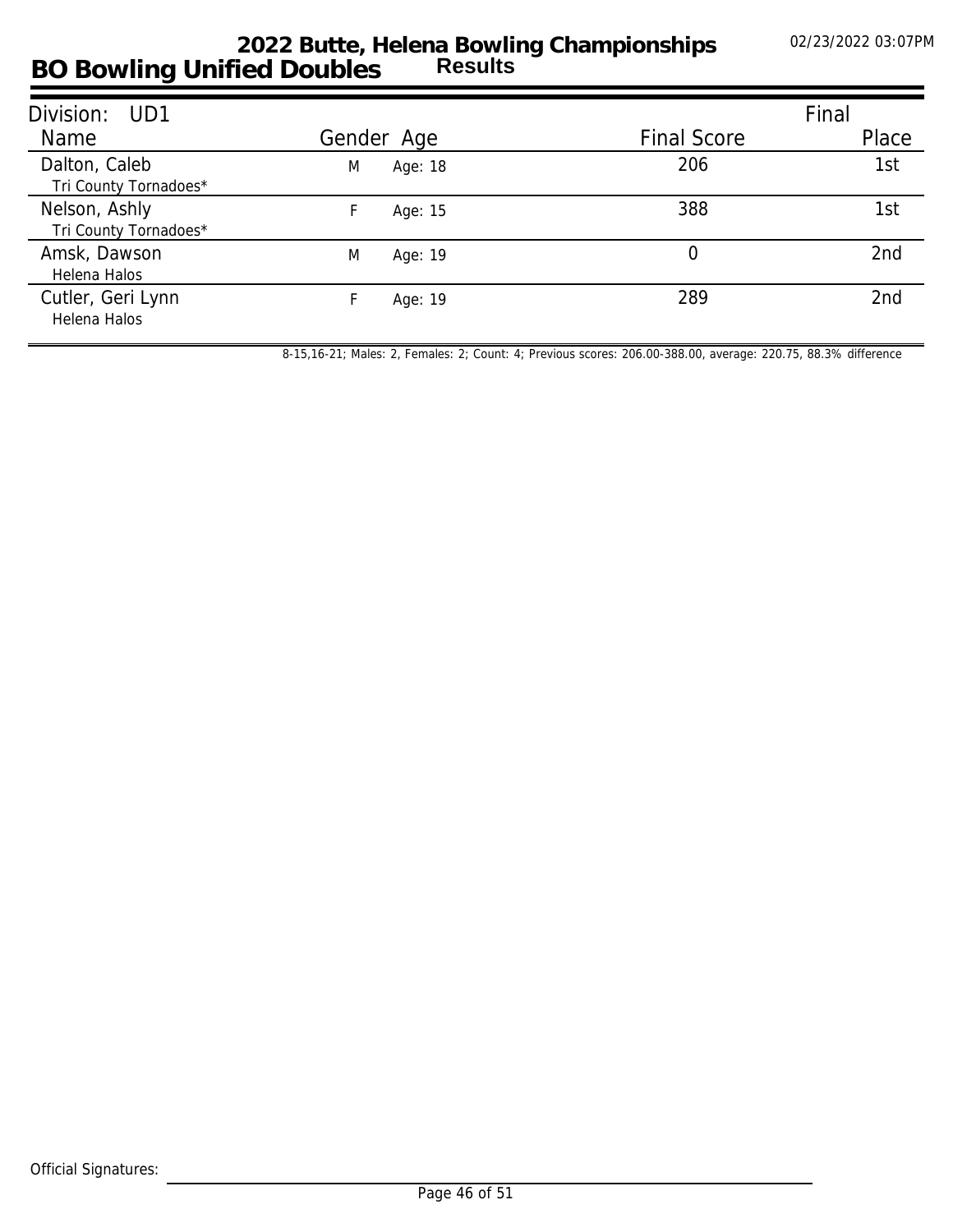# 2022 Butte, Helena Bowling Championships

## BO Bowling Unified Doubles — Results

02/23/2022 03:07PM

**Division: UD1** — Final

| Name | Gender | Age | Final Score | Place |
|---|---|---|---|---|
| Dalton, Caleb<br>Tri County Tornadoes* | M | Age: 18 | 206 | 1st |
| Nelson, Ashly<br>Tri County Tornadoes* | F | Age: 15 | 388 | 1st |
| Amsk, Dawson<br>Helena Halos | M | Age: 19 | 0 | 2nd |
| Cutler, Geri Lynn<br>Helena Halos | F | Age: 19 | 289 | 2nd |

8-15,16-21; Males: 2, Females: 2; Count: 4; Previous scores: 206.00-388.00, average: 220.75, 88.3% difference

Official Signatures: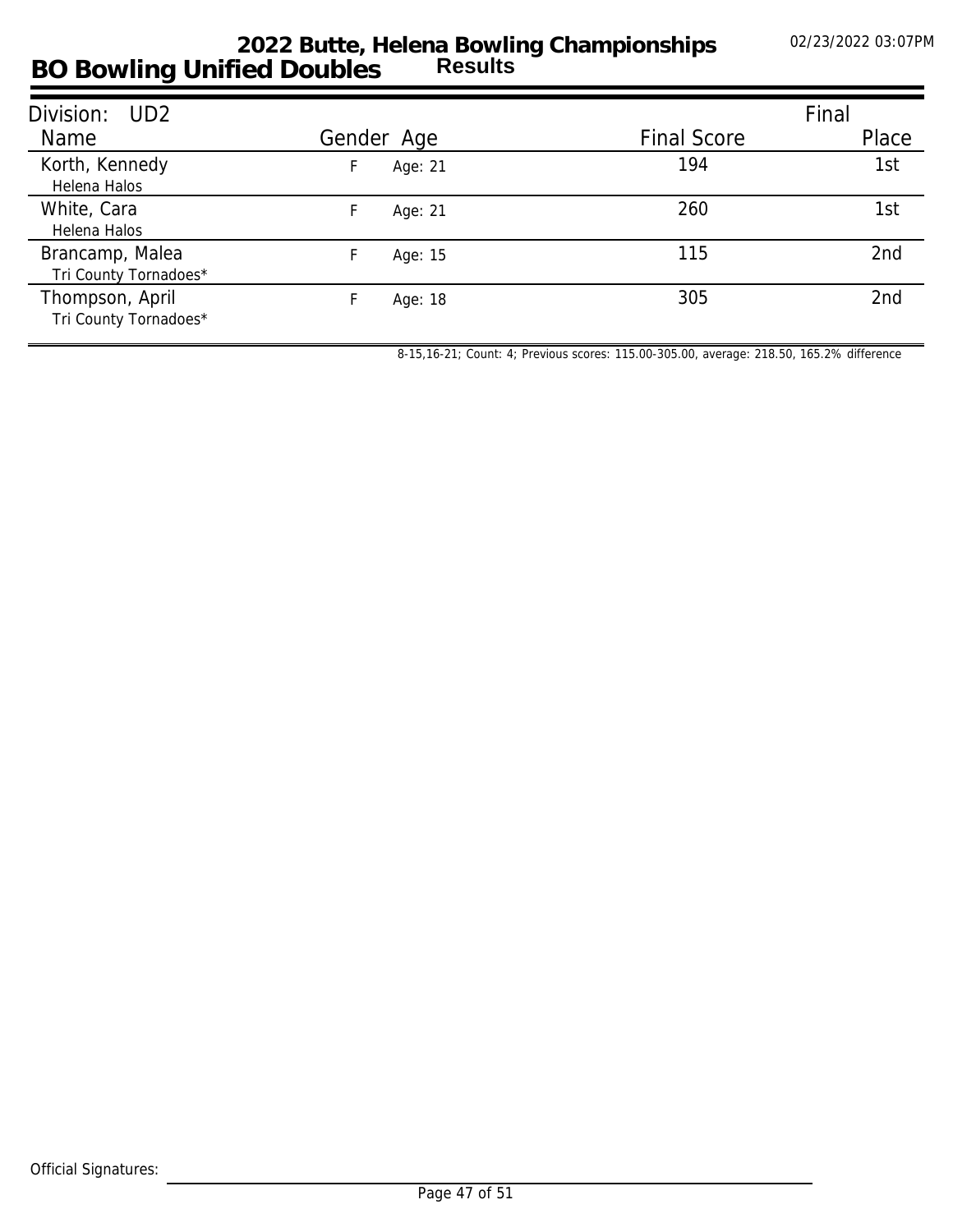# 2022 Butte, Helena Bowling Championships

## BO Bowling Unified Doubles — Results

02/23/2022 03:07PM

| Division: UD2 | | | | Final |
|---|---|---|---|---|
| Name | Gender | Age | Final Score | Place |
| Korth, Kennedy<br>Helena Halos | F | Age: 21 | 194 | 1st |
| White, Cara<br>Helena Halos | F | Age: 21 | 260 | 1st |
| Brancamp, Malea<br>Tri County Tornadoes* | F | Age: 15 | 115 | 2nd |
| Thompson, April<br>Tri County Tornadoes* | F | Age: 18 | 305 | 2nd |

8-15,16-21; Count: 4; Previous scores: 115.00-305.00, average: 218.50, 165.2% difference

Official Signatures: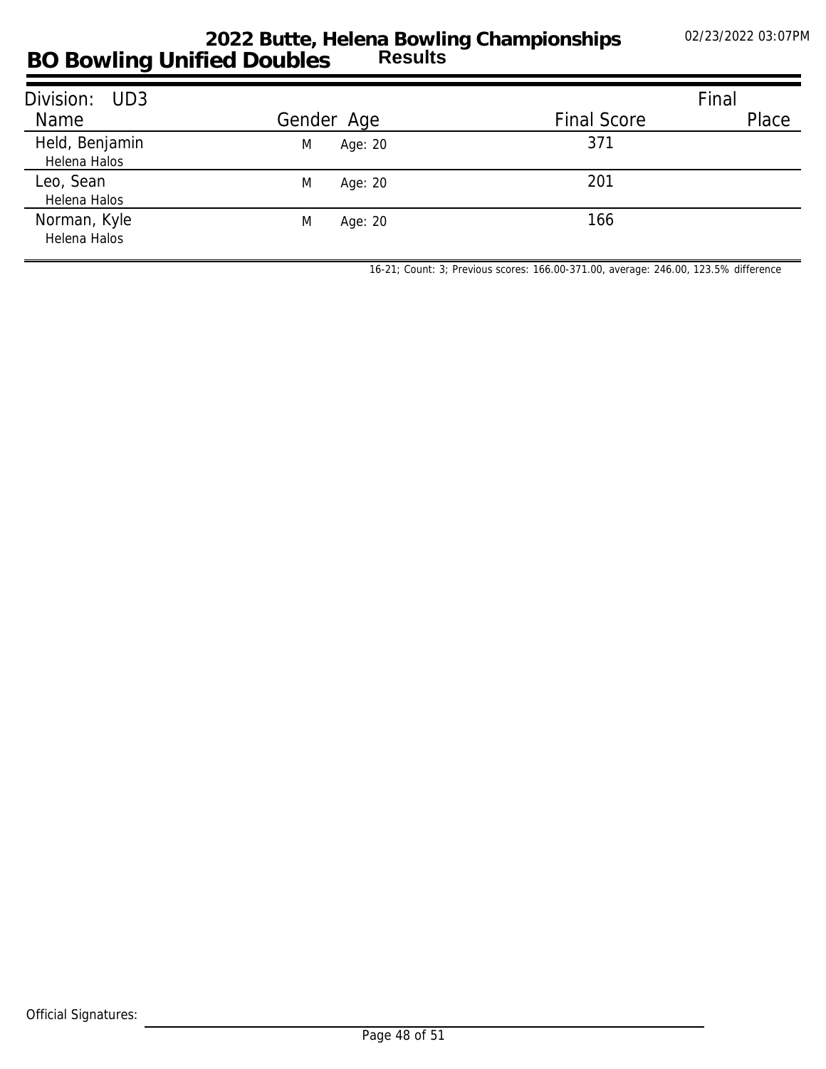# 2022 Butte, Helena Bowling Championships

## BO Bowling Unified Doubles — Results

02/23/2022 03:07PM

| Division: UD3 | | | | Final |
|---|---|---|---|---|
| Name | Gender | Age | Final Score | Place |
| Held, Benjamin<br>Helena Halos | M | Age: 20 | 371 | |
| Leo, Sean<br>Helena Halos | M | Age: 20 | 201 | |
| Norman, Kyle<br>Helena Halos | M | Age: 20 | 166 | |

16-21; Count: 3; Previous scores: 166.00-371.00, average: 246.00, 123.5% difference

Official Signatures: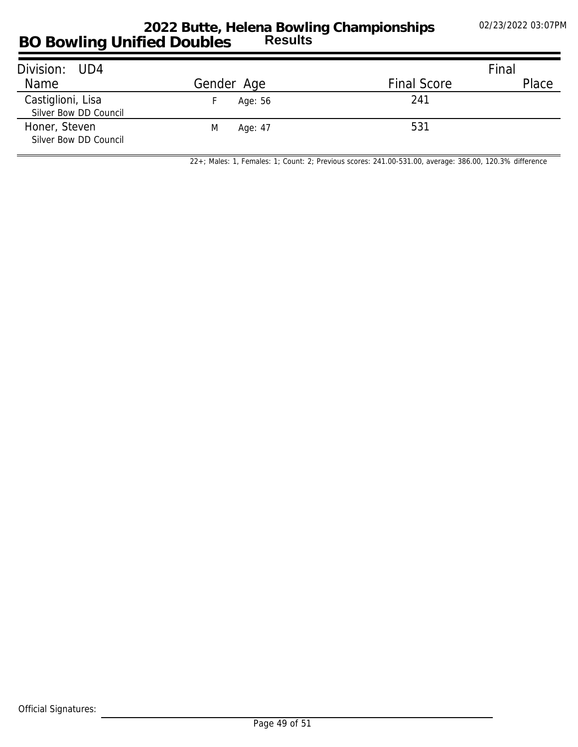# 2022 Butte, Helena Bowling Championships

## BO Bowling Unified Doubles — Results

02/23/2022 03:07PM

| Division: UD4 | | | Final |
|---|---|---|---|
| Name | Gender Age | Final Score | Place |
| Castiglioni, Lisa<br>Silver Bow DD Council | F Age: 56 | 241 | |
| Honer, Steven<br>Silver Bow DD Council | M Age: 47 | 531 | |

22+; Males: 1, Females: 1; Count: 2; Previous scores: 241.00-531.00, average: 386.00, 120.3% difference

Official Signatures: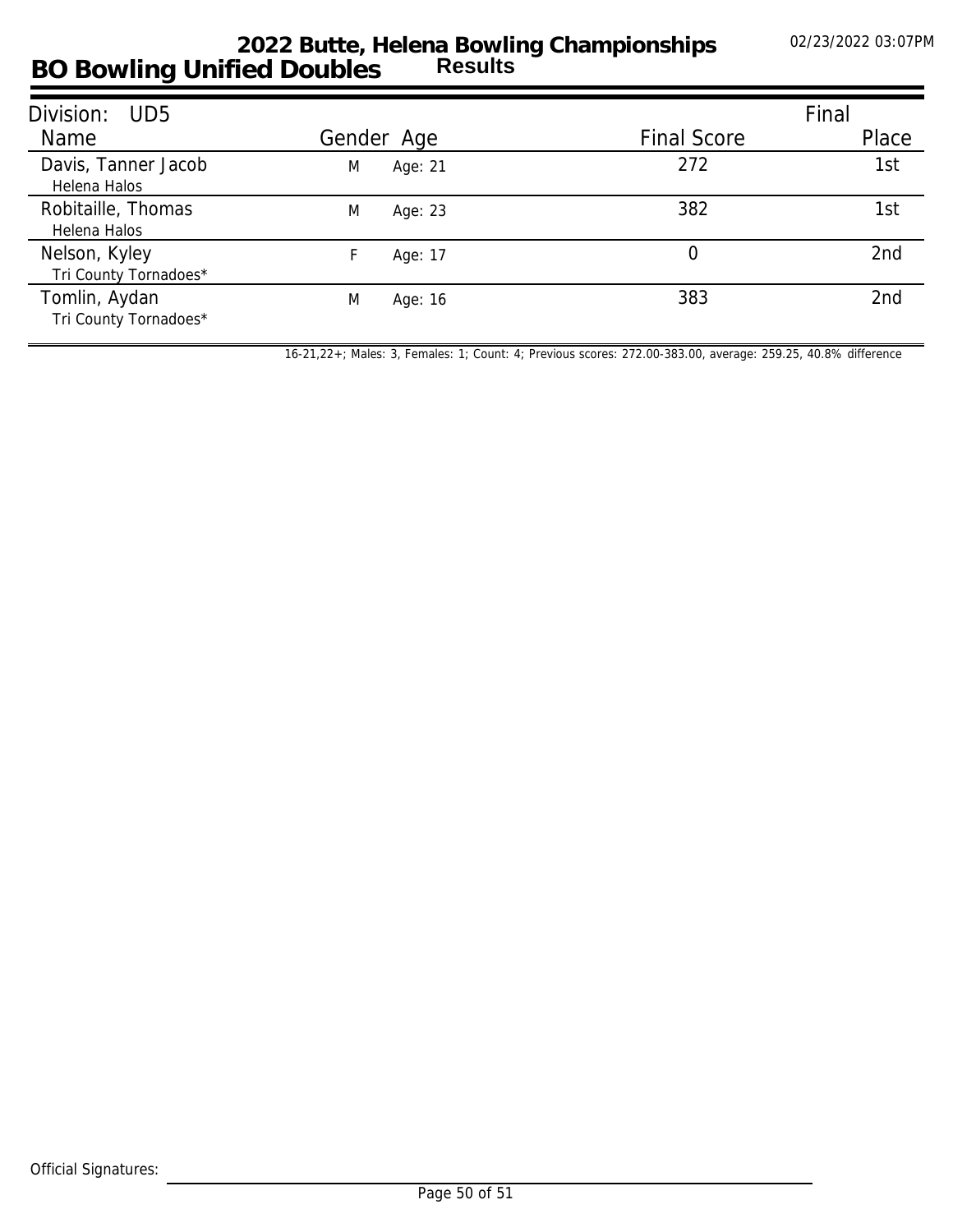# 2022 Butte, Helena Bowling Championships

## BO Bowling Unified Doubles — Results

02/23/2022 03:07PM

| Division: UD5 | | | | Final |
|---|---|---|---|---|
| Name | Gender | Age | Final Score | Place |
| Davis, Tanner Jacob<br>Helena Halos | M | Age: 21 | 272 | 1st |
| Robitaille, Thomas<br>Helena Halos | M | Age: 23 | 382 | 1st |
| Nelson, Kyley<br>Tri County Tornadoes* | F | Age: 17 | 0 | 2nd |
| Tomlin, Aydan<br>Tri County Tornadoes* | M | Age: 16 | 383 | 2nd |

16-21,22+; Males: 3, Females: 1; Count: 4; Previous scores: 272.00-383.00, average: 259.25, 40.8% difference

Official Signatures: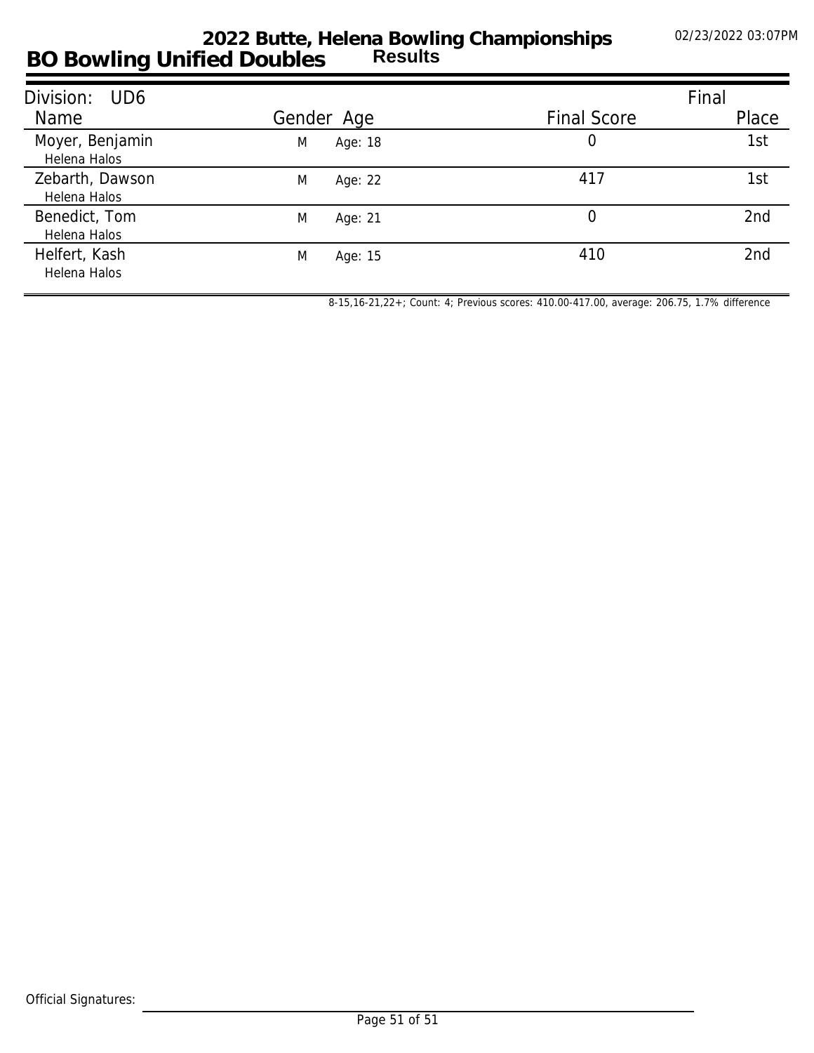# 2022 Butte, Helena Bowling Championships
## BO Bowling Unified Doubles — Results

02/23/2022 03:07PM

| Division: UD6 | | | | Final |
|---|---|---|---|---|
| Name | Gender | Age | Final Score | Place |
| Moyer, Benjamin<br>Helena Halos | M | Age: 18 | 0 | 1st |
| Zebarth, Dawson<br>Helena Halos | M | Age: 22 | 417 | 1st |
| Benedict, Tom<br>Helena Halos | M | Age: 21 | 0 | 2nd |
| Helfert, Kash<br>Helena Halos | M | Age: 15 | 410 | 2nd |

8-15,16-21,22+; Count: 4; Previous scores: 410.00-417.00, average: 206.75, 1.7% difference

Official Signatures: